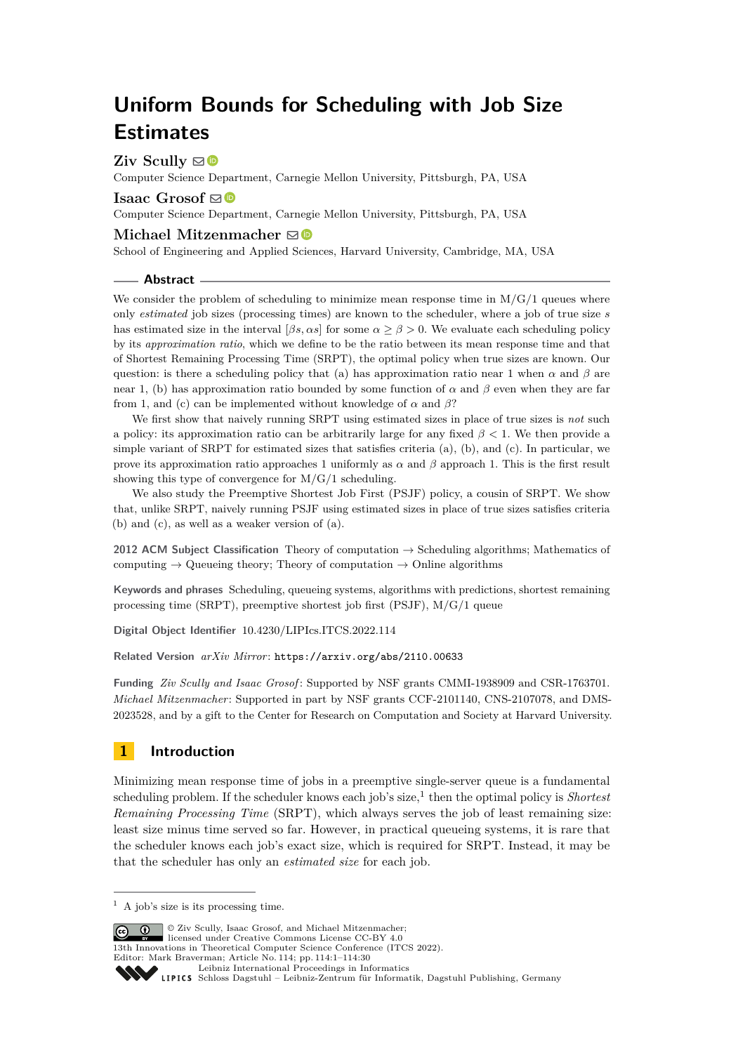# Uniform Bounds for Scheduling with Job Size Estimates

**Ziv Scully**
Computer Science Department, Carnegie Mellon University, Pittsburgh, PA, USA

**Isaac Grosof**
Computer Science Department, Carnegie Mellon University, Pittsburgh, PA, USA

**Michael Mitzenmacher**
School of Engineering and Applied Sciences, Harvard University, Cambridge, MA, USA

## Abstract

We consider the problem of scheduling to minimize mean response time in M/G/1 queues where only *estimated* job sizes (processing times) are known to the scheduler, where a job of true size $s$ has estimated size in the interval $[\beta s, \alpha s]$ for some $\alpha \geq \beta > 0$. We evaluate each scheduling policy by its *approximation ratio*, which we define to be the ratio between its mean response time and that of Shortest Remaining Processing Time (SRPT), the optimal policy when true sizes are known. Our question: is there a scheduling policy that (a) has approximation ratio near 1 when $\alpha$ and $\beta$ are near 1, (b) has approximation ratio bounded by some function of $\alpha$ and $\beta$ even when they are far from 1, and (c) can be implemented without knowledge of $\alpha$ and $\beta$?

We first show that naively running SRPT using estimated sizes in place of true sizes is *not* such a policy: its approximation ratio can be arbitrarily large for any fixed $\beta < 1$. We then provide a simple variant of SRPT for estimated sizes that satisfies criteria (a), (b), and (c). In particular, we prove its approximation ratio approaches 1 uniformly as $\alpha$ and $\beta$ approach 1. This is the first result showing this type of convergence for M/G/1 scheduling.

We also study the Preemptive Shortest Job First (PSJF) policy, a cousin of SRPT. We show that, unlike SRPT, naively running PSJF using estimated sizes in place of true sizes satisfies criteria (b) and (c), as well as a weaker version of (a).

**2012 ACM Subject Classification** Theory of computation → Scheduling algorithms; Mathematics of computing → Queueing theory; Theory of computation → Online algorithms

**Keywords and phrases** Scheduling, queueing systems, algorithms with predictions, shortest remaining processing time (SRPT), preemptive shortest job first (PSJF), M/G/1 queue

**Digital Object Identifier** 10.4230/LIPIcs.ITCS.2022.114

**Related Version** *arXiv Mirror*: https://arxiv.org/abs/2110.00633

**Funding** *Ziv Scully and Isaac Grosof*: Supported by NSF grants CMMI-1938909 and CSR-1763701. *Michael Mitzenmacher*: Supported in part by NSF grants CCF-2101140, CNS-2107078, and DMS-2023528, and by a gift to the Center for Research on Computation and Society at Harvard University.

## 1 Introduction

Minimizing mean response time of jobs in a preemptive single-server queue is a fundamental scheduling problem. If the scheduler knows each job's size,[1] then the optimal policy is *Shortest Remaining Processing Time* (SRPT), which always serves the job of least remaining size: least size minus time served so far. However, in practical queueing systems, it is rare that the scheduler knows each job's exact size, which is required for SRPT. Instead, it may be that the scheduler has only an *estimated size* for each job.

[1] A job's size is its processing time.

© Ziv Scully, Isaac Grosof, and Michael Mitzenmacher; licensed under Creative Commons License CC-BY 4.0
13th Innovations in Theoretical Computer Science Conference (ITCS 2022).
Editor: Mark Braverman; Article No. 114; pp. 114:1–114:30
Leibniz International Proceedings in Informatics
Schloss Dagstuhl – Leibniz-Zentrum für Informatik, Dagstuhl Publishing, Germany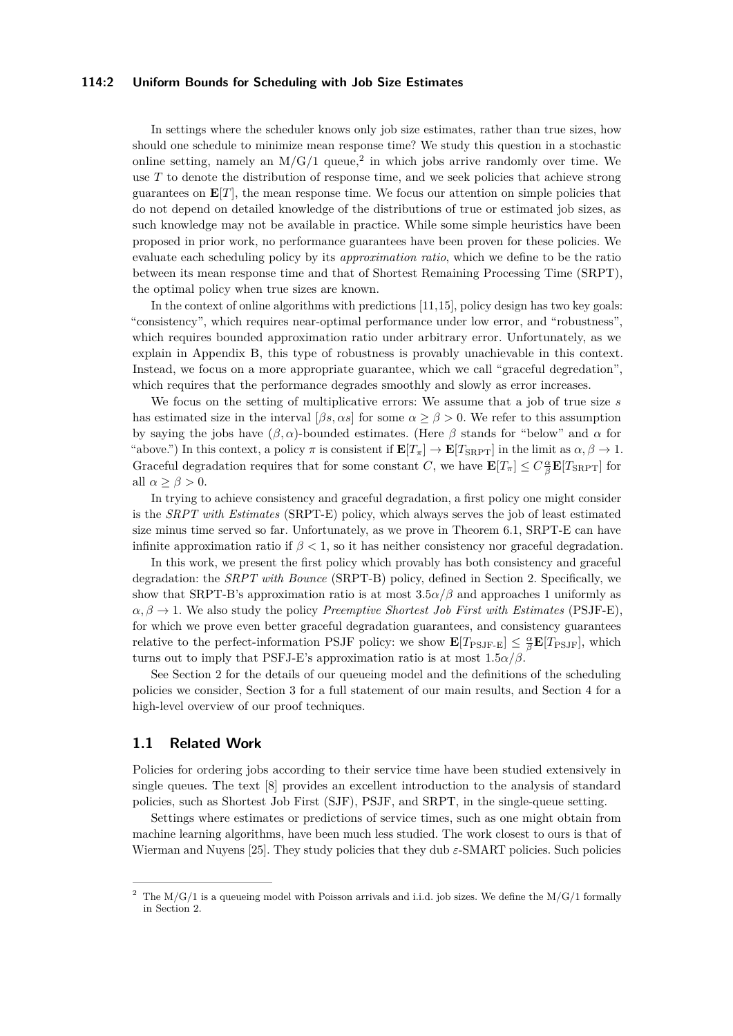In settings where the scheduler knows only job size estimates, rather than true sizes, how should one schedule to minimize mean response time? We study this question in a stochastic online setting, namely an M/G/1 queue,[2] in which jobs arrive randomly over time. We use $T$ to denote the distribution of response time, and we seek policies that achieve strong guarantees on $\mathbf{E}[T]$, the mean response time. We focus our attention on simple policies that do not depend on detailed knowledge of the distributions of true or estimated job sizes, as such knowledge may not be available in practice. While some simple heuristics have been proposed in prior work, no performance guarantees have been proven for these policies. We evaluate each scheduling policy by its *approximation ratio*, which we define to be the ratio between its mean response time and that of Shortest Remaining Processing Time (SRPT), the optimal policy when true sizes are known.

In the context of online algorithms with predictions [11,15], policy design has two key goals: "consistency", which requires near-optimal performance under low error, and "robustness", which requires bounded approximation ratio under arbitrary error. Unfortunately, as we explain in Appendix B, this type of robustness is provably unachievable in this context. Instead, we focus on a more appropriate guarantee, which we call "graceful degredation", which requires that the performance degrades smoothly and slowly as error increases.

We focus on the setting of multiplicative errors: We assume that a job of true size $s$ has estimated size in the interval $[\beta s, \alpha s]$ for some $\alpha \geq \beta > 0$. We refer to this assumption by saying the jobs have $(\beta, \alpha)$-bounded estimates. (Here $\beta$ stands for "below" and $\alpha$ for "above.") In this context, a policy $\pi$ is consistent if $\mathbf{E}[T_\pi] \to \mathbf{E}[T_{\text{SRPT}}]$ in the limit as $\alpha, \beta \to 1$. Graceful degradation requires that for some constant $C$, we have $\mathbf{E}[T_\pi] \leq C\frac{\alpha}{\beta}\mathbf{E}[T_{\text{SRPT}}]$ for all $\alpha \geq \beta > 0$.

In trying to achieve consistency and graceful degradation, a first policy one might consider is the *SRPT with Estimates* (SRPT-E) policy, which always serves the job of least estimated size minus time served so far. Unfortunately, as we prove in Theorem 6.1, SRPT-E can have infinite approximation ratio if $\beta < 1$, so it has neither consistency nor graceful degradation.

In this work, we present the first policy which provably has both consistency and graceful degradation: the *SRPT with Bounce* (SRPT-B) policy, defined in Section 2. Specifically, we show that SRPT-B's approximation ratio is at most $3.5\alpha/\beta$ and approaches 1 uniformly as $\alpha, \beta \to 1$. We also study the policy *Preemptive Shortest Job First with Estimates* (PSJF-E), for which we prove even better graceful degradation guarantees, and consistency guarantees relative to the perfect-information PSJF policy: we show $\mathbf{E}[T_{\text{PSJF-E}}] \leq \frac{\alpha}{\beta}\mathbf{E}[T_{\text{PSJF}}]$, which turns out to imply that PSFJ-E's approximation ratio is at most $1.5\alpha/\beta$.

See Section 2 for the details of our queueing model and the definitions of the scheduling policies we consider, Section 3 for a full statement of our main results, and Section 4 for a high-level overview of our proof techniques.

## 1.1 Related Work

Policies for ordering jobs according to their service time have been studied extensively in single queues. The text [8] provides an excellent introduction to the analysis of standard policies, such as Shortest Job First (SJF), PSJF, and SRPT, in the single-queue setting.

Settings where estimates or predictions of service times, such as one might obtain from machine learning algorithms, have been much less studied. The work closest to ours is that of Wierman and Nuyens [25]. They study policies that they dub $\varepsilon$-SMART policies. Such policies

[2] The M/G/1 is a queueing model with Poisson arrivals and i.i.d. job sizes. We define the M/G/1 formally in Section 2.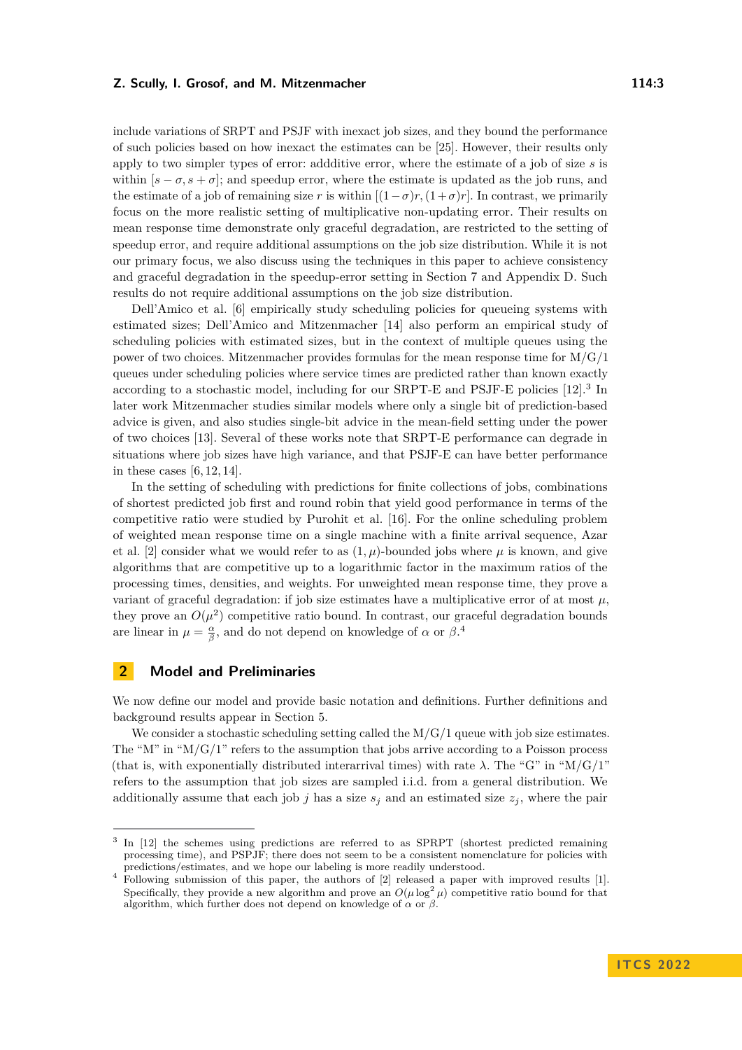include variations of SRPT and PSJF with inexact job sizes, and they bound the performance of such policies based on how inexact the estimates can be [25]. However, their results only apply to two simpler types of error: adddditive error, where the estimate of a job of size $s$ is within $[s-\sigma, s+\sigma]$; and speedup error, where the estimate is updated as the job runs, and the estimate of a job of remaining size $r$ is within $[(1-\sigma)r, (1+\sigma)r]$. In contrast, we primarily focus on the more realistic setting of multiplicative non-updating error. Their results on mean response time demonstrate only graceful degradation, are restricted to the setting of speedup error, and require additional assumptions on the job size distribution. While it is not our primary focus, we also discuss using the techniques in this paper to achieve consistency and graceful degradation in the speedup-error setting in Section 7 and Appendix D. Such results do not require additional assumptions on the job size distribution.

Dell'Amico et al. [6] empirically study scheduling policies for queueing systems with estimated sizes; Dell'Amico and Mitzenmacher [14] also perform an empirical study of scheduling policies with estimated sizes, but in the context of multiple queues using the power of two choices. Mitzenmacher provides formulas for the mean response time for M/G/1 queues under scheduling policies where service times are predicted rather than known exactly according to a stochastic model, including for our SRPT-E and PSJF-E policies [12].[3] In later work Mitzenmacher studies similar models where only a single bit of prediction-based advice is given, and also studies single-bit advice in the mean-field setting under the power of two choices [13]. Several of these works note that SRPT-E performance can degrade in situations where job sizes have high variance, and that PSJF-E can have better performance in these cases [6,12,14].

In the setting of scheduling with predictions for finite collections of jobs, combinations of shortest predicted job first and round robin that yield good performance in terms of the competitive ratio were studied by Purohit et al. [16]. For the online scheduling problem of weighted mean response time on a single machine with a finite arrival sequence, Azar et al. [2] consider what we would refer to as $(1,\mu)$-bounded jobs where $\mu$ is known, and give algorithms that are competitive up to a logarithmic factor in the maximum ratios of the processing times, densities, and weights. For unweighted mean response time, they prove a variant of graceful degradation: if job size estimates have a multiplicative error of at most $\mu$, they prove an $O(\mu^2)$ competitive ratio bound. In contrast, our graceful degradation bounds are linear in $\mu = \frac{\alpha}{\beta}$, and do not depend on knowledge of $\alpha$ or $\beta$.[4]

## 2 Model and Preliminaries

We now define our model and provide basic notation and definitions. Further definitions and background results appear in Section 5.

We consider a stochastic scheduling setting called the M/G/1 queue with job size estimates. The "M" in "M/G/1" refers to the assumption that jobs arrive according to a Poisson process (that is, with exponentially distributed interarrival times) with rate $\lambda$. The "G" in "M/G/1" refers to the assumption that job sizes are sampled i.i.d. from a general distribution. We additionally assume that each job $j$ has a size $s_j$ and an estimated size $z_j$, where the pair

---

[3] In [12] the schemes using predictions are referred to as SPRPT (shortest predicted remaining processing time), and PSPJF; there does not seem to be a consistent nomenclature for policies with predictions/estimates, and we hope our labeling is more readily understood.

[4] Following submission of this paper, the authors of [2] released a paper with improved results [1]. Specifically, they provide a new algorithm and prove an $O(\mu \log^2 \mu)$ competitive ratio bound for that algorithm, which further does not depend on knowledge of $\alpha$ or $\beta$.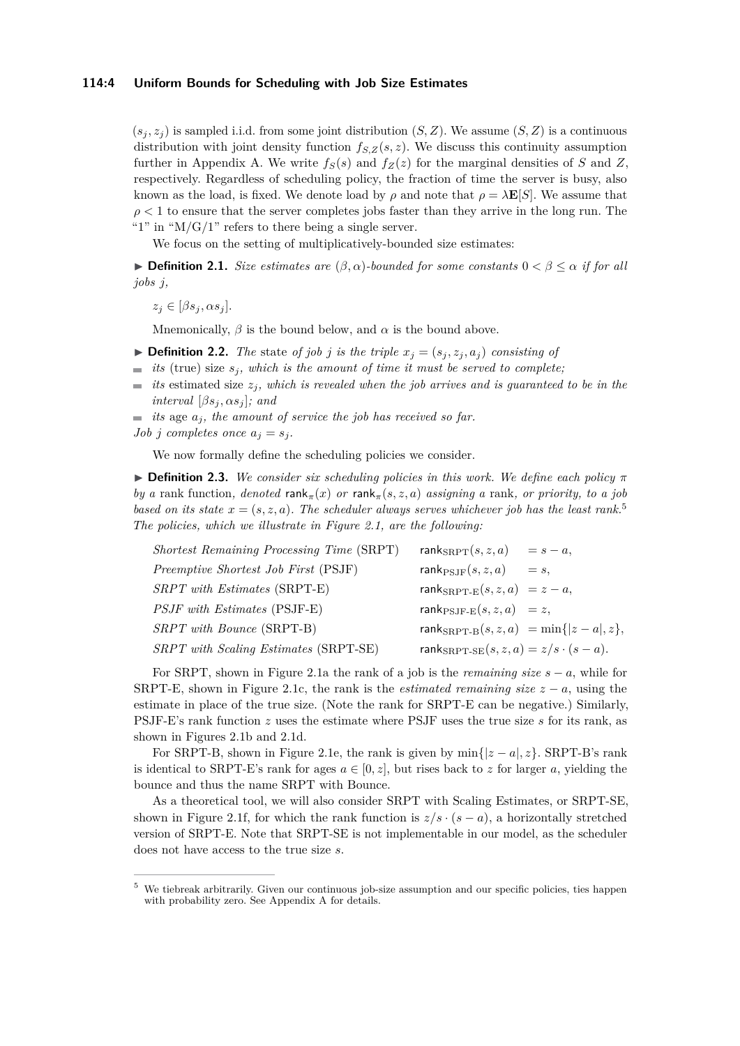$(s_j, z_j)$ is sampled i.i.d. from some joint distribution $(S, Z)$. We assume $(S, Z)$ is a continuous distribution with joint density function $f_{S,Z}(s, z)$. We discuss this continuity assumption further in Appendix A. We write $f_S(s)$ and $f_Z(z)$ for the marginal densities of $S$ and $Z$, respectively. Regardless of scheduling policy, the fraction of time the server is busy, also known as the load, is fixed. We denote load by $\rho$ and note that $\rho = \lambda\mathbf{E}[S]$. We assume that $\rho < 1$ to ensure that the server completes jobs faster than they arrive in the long run. The "1" in "M/G/1" refers to there being a single server.

We focus on the setting of multiplicatively-bounded size estimates:

▶ **Definition 2.1.** *Size estimates are $(\beta, \alpha)$-bounded for some constants $0 < \beta \leq \alpha$ if for all jobs $j$,*

$z_j \in [\beta s_j, \alpha s_j]$.

Mnemonically, $\beta$ is the bound below, and $\alpha$ is the bound above.

▶ **Definition 2.2.** *The* state *of job $j$ is the triple $x_j = (s_j, z_j, a_j)$ consisting of*

- *its* (true) size $s_j$*, which is the amount of time it must be served to complete;*
- *its* estimated size $z_j$*, which is revealed when the job arrives and is guaranteed to be in the interval $[\beta s_j, \alpha s_j]$; and*
- *its* age $a_j$*, the amount of service the job has received so far.*

*Job $j$ completes once $a_j = s_j$.*

We now formally define the scheduling policies we consider.

▶ **Definition 2.3.** *We consider six scheduling policies in this work. We define each policy $\pi$ by a* rank function*, denoted $\mathsf{rank}_\pi(x)$ or $\mathsf{rank}_\pi(s, z, a)$ assigning a* rank*, or priority, to a job based on its state $x = (s, z, a)$. The scheduler always serves whichever job has the least rank.*[5] *The policies, which we illustrate in Figure 2.1, are the following:*

| | |
|---|---|
| *Shortest Remaining Processing Time* (SRPT) | $\mathsf{rank}_{\text{SRPT}}(s, z, a) = s - a,$ |
| *Preemptive Shortest Job First* (PSJF) | $\mathsf{rank}_{\text{PSJF}}(s, z, a) = s,$ |
| *SRPT with Estimates* (SRPT-E) | $\mathsf{rank}_{\text{SRPT-E}}(s, z, a) = z - a,$ |
| *PSJF with Estimates* (PSJF-E) | $\mathsf{rank}_{\text{PSJF-E}}(s, z, a) = z,$ |
| *SRPT with Bounce* (SRPT-B) | $\mathsf{rank}_{\text{SRPT-B}}(s, z, a) = \min\{\lvert z - a\rvert, z\},$ |
| *SRPT with Scaling Estimates* (SRPT-SE) | $\mathsf{rank}_{\text{SRPT-SE}}(s, z, a) = z/s \cdot (s - a).$ |

For SRPT, shown in Figure 2.1a the rank of a job is the *remaining size* $s - a$, while for SRPT-E, shown in Figure 2.1c, the rank is the *estimated remaining size* $z - a$, using the estimate in place of the true size. (Note the rank for SRPT-E can be negative.) Similarly, PSJF-E's rank function $z$ uses the estimate where PSJF uses the true size $s$ for its rank, as shown in Figures 2.1b and 2.1d.

For SRPT-B, shown in Figure 2.1e, the rank is given by $\min\{|z - a|, z\}$. SRPT-B's rank is identical to SRPT-E's rank for ages $a \in [0, z]$, but rises back to $z$ for larger $a$, yielding the bounce and thus the name SRPT with Bounce.

As a theoretical tool, we will also consider SRPT with Scaling Estimates, or SRPT-SE, shown in Figure 2.1f, for which the rank function is $z/s \cdot (s - a)$, a horizontally stretched version of SRPT-E. Note that SRPT-SE is not implementable in our model, as the scheduler does not have access to the true size $s$.

---

[5] We tiebreak arbitrarily. Given our continuous job-size assumption and our specific policies, ties happen with probability zero. See Appendix A for details.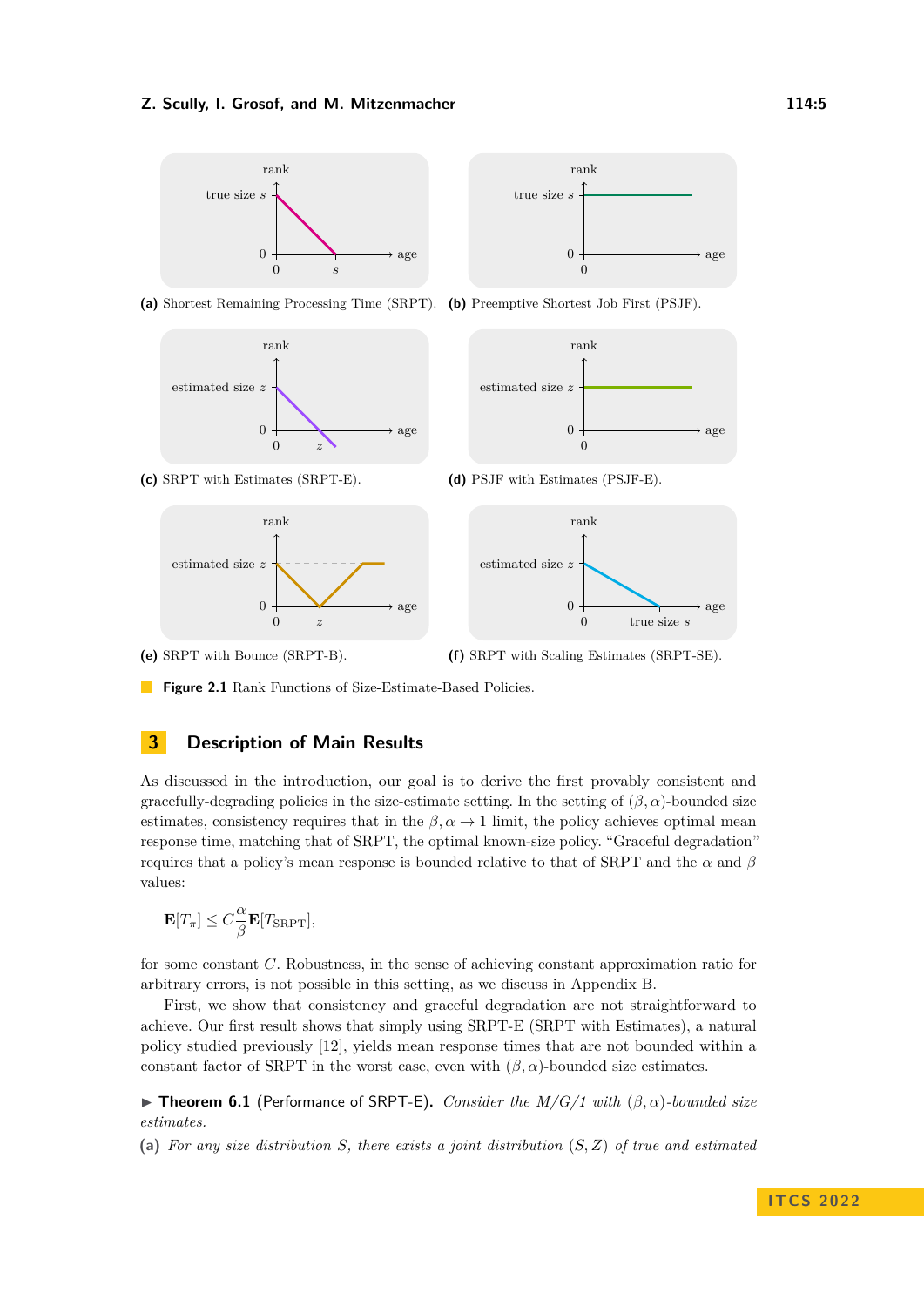(a) Shortest Remaining Processing Time (SRPT).

(b) Preemptive Shortest Job First (PSJF).

(c) SRPT with Estimates (SRPT-E).

(d) PSJF with Estimates (PSJF-E).

(e) SRPT with Bounce (SRPT-B).

(f) SRPT with Scaling Estimates (SRPT-SE).

**Figure 2.1** Rank Functions of Size-Estimate-Based Policies.

## 3 Description of Main Results

As discussed in the introduction, our goal is to derive the first provably consistent and gracefully-degrading policies in the size-estimate setting. In the setting of $(\beta, \alpha)$-bounded size estimates, consistency requires that in the $\beta, \alpha \to 1$ limit, the policy achieves optimal mean response time, matching that of SRPT, the optimal known-size policy. "Graceful degradation" requires that a policy's mean response is bounded relative to that of SRPT and the $\alpha$ and $\beta$ values:

$$\mathbf{E}[T_\pi] \leq C \frac{\alpha}{\beta} \mathbf{E}[T_{\text{SRPT}}],$$

for some constant $C$. Robustness, in the sense of achieving constant approximation ratio for arbitrary errors, is not possible in this setting, as we discuss in Appendix B.

First, we show that consistency and graceful degradation are not straightforward to achieve. Our first result shows that simply using SRPT-E (SRPT with Estimates), a natural policy studied previously [12], yields mean response times that are not bounded within a constant factor of SRPT in the worst case, even with $(\beta, \alpha)$-bounded size estimates.

▶ **Theorem 6.1** (Performance of SRPT-E). *Consider the M/G/1 with $(\beta, \alpha)$-bounded size estimates.*

**(a)** *For any size distribution $S$, there exists a joint distribution $(S, Z)$ of true and estimated*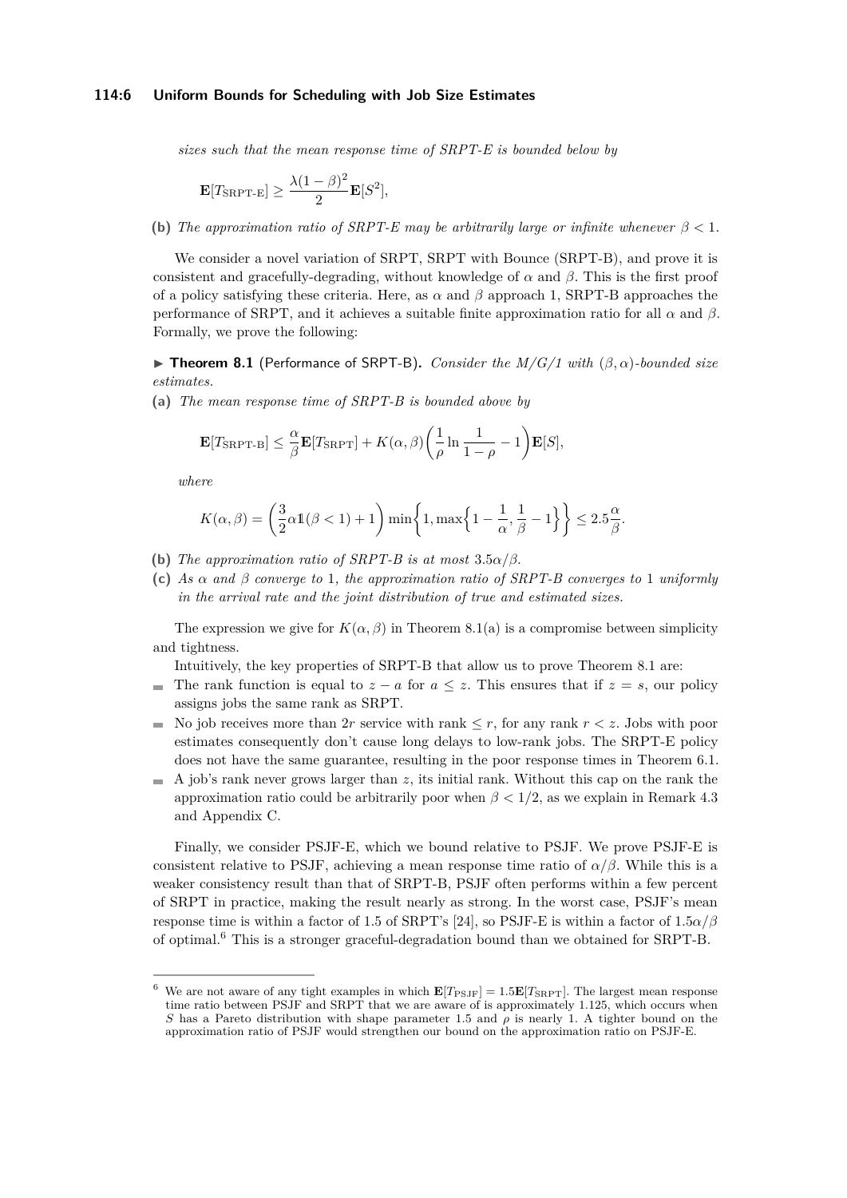*sizes such that the mean response time of SRPT-E is bounded below by*

$$\mathbf{E}[T_{\text{SRPT-E}}] \geq \frac{\lambda(1-\beta)^2}{2}\mathbf{E}[S^2],$$

**(b)** *The approximation ratio of SRPT-E may be arbitrarily large or infinite whenever $\beta < 1$.*

We consider a novel variation of SRPT, SRPT with Bounce (SRPT-B), and prove it is consistent and gracefully-degrading, without knowledge of $\alpha$ and $\beta$. This is the first proof of a policy satisfying these criteria. Here, as $\alpha$ and $\beta$ approach 1, SRPT-B approaches the performance of SRPT, and it achieves a suitable finite approximation ratio for all $\alpha$ and $\beta$. Formally, we prove the following:

▶ **Theorem 8.1** (Performance of SRPT-B)**.** *Consider the M/G/1 with $(\beta, \alpha)$-bounded size estimates.*

**(a)** *The mean response time of SRPT-B is bounded above by*

$$\mathbf{E}[T_{\text{SRPT-B}}] \leq \frac{\alpha}{\beta}\mathbf{E}[T_{\text{SRPT}}] + K(\alpha, \beta)\left(\frac{1}{\rho}\ln\frac{1}{1-\rho} - 1\right)\mathbf{E}[S],$$

*where*

$$K(\alpha, \beta) = \left(\frac{3}{2}\alpha\mathbb{1}(\beta < 1) + 1\right)\min\left\{1, \max\left\{1 - \frac{1}{\alpha}, \frac{1}{\beta} - 1\right\}\right\} \leq 2.5\frac{\alpha}{\beta}.$$

**(b)** *The approximation ratio of SRPT-B is at most $3.5\alpha/\beta$.*

**(c)** *As $\alpha$ and $\beta$ converge to 1, the approximation ratio of SRPT-B converges to 1 uniformly in the arrival rate and the joint distribution of true and estimated sizes.*

The expression we give for $K(\alpha, \beta)$ in Theorem 8.1(a) is a compromise between simplicity and tightness.

Intuitively, the key properties of SRPT-B that allow us to prove Theorem 8.1 are:

- The rank function is equal to $z - a$ for $a \leq z$. This ensures that if $z = s$, our policy assigns jobs the same rank as SRPT.
- No job receives more than $2r$ service with rank $\leq r$, for any rank $r < z$. Jobs with poor estimates consequently don't cause long delays to low-rank jobs. The SRPT-E policy does not have the same guarantee, resulting in the poor response times in Theorem 6.1.
- A job's rank never grows larger than $z$, its initial rank. Without this cap on the rank the approximation ratio could be arbitrarily poor when $\beta < 1/2$, as we explain in Remark 4.3 and Appendix C.

Finally, we consider PSJF-E, which we bound relative to PSJF. We prove PSJF-E is consistent relative to PSJF, achieving a mean response time ratio of $\alpha/\beta$. While this is a weaker consistency result than that of SRPT-B, PSJF often performs within a few percent of SRPT in practice, making the result nearly as strong. In the worst case, PSJF's mean response time is within a factor of 1.5 of SRPT's [24], so PSJF-E is within a factor of $1.5\alpha/\beta$ of optimal.[6] This is a stronger graceful-degradation bound than we obtained for SRPT-B.

---

[6] We are not aware of any tight examples in which $\mathbf{E}[T_{\text{PSJF}}] = 1.5\mathbf{E}[T_{\text{SRPT}}]$. The largest mean response time ratio between PSJF and SRPT that we are aware of is approximately 1.125, which occurs when $S$ has a Pareto distribution with shape parameter 1.5 and $\rho$ is nearly 1. A tighter bound on the approximation ratio of PSJF would strengthen our bound on the approximation ratio on PSJF-E.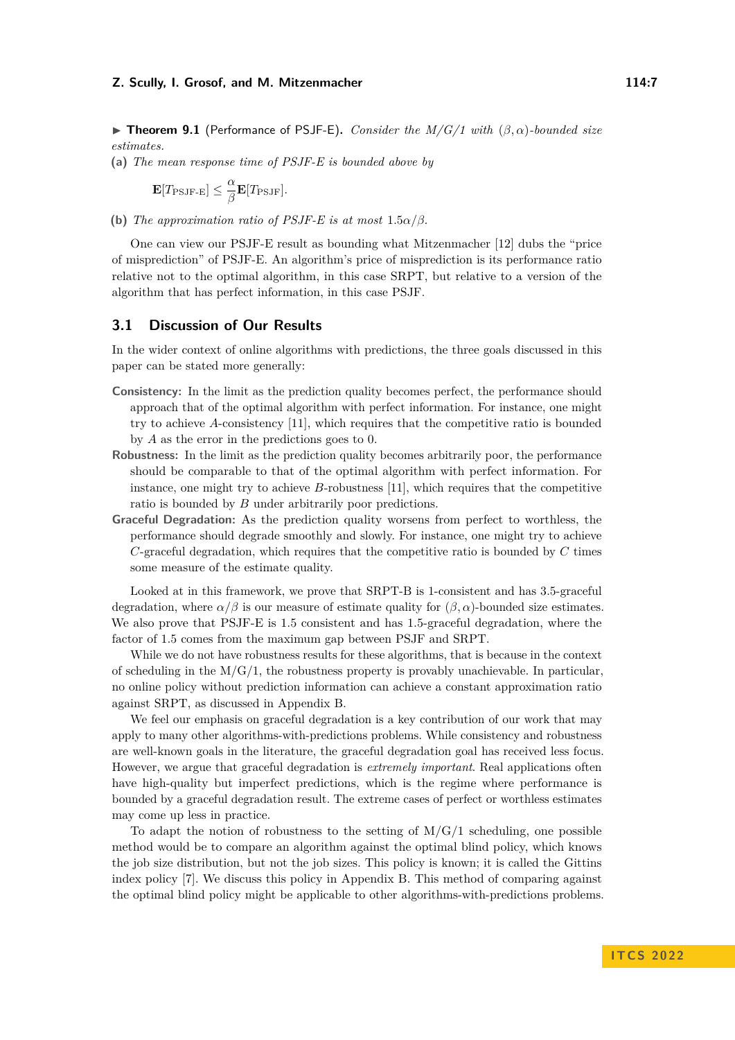▶ **Theorem 9.1** (Performance of PSJF-E)**.** *Consider the M/G/1 with $(\beta, \alpha)$-bounded size estimates.*

**(a)** *The mean response time of PSJF-E is bounded above by*

$$\mathbf{E}[T_{\text{PSJF-E}}] \leq \frac{\alpha}{\beta}\mathbf{E}[T_{\text{PSJF}}].$$

**(b)** *The approximation ratio of PSJF-E is at most $1.5\alpha/\beta$.*

One can view our PSJF-E result as bounding what Mitzenmacher [12] dubs the "price of misprediction" of PSJF-E. An algorithm's price of misprediction is its performance ratio relative not to the optimal algorithm, in this case SRPT, but relative to a version of the algorithm that has perfect information, in this case PSJF.

## 3.1 Discussion of Our Results

In the wider context of online algorithms with predictions, the three goals discussed in this paper can be stated more generally:

**Consistency:** In the limit as the prediction quality becomes perfect, the performance should approach that of the optimal algorithm with perfect information. For instance, one might try to achieve $A$-consistency [11], which requires that the competitive ratio is bounded by $A$ as the error in the predictions goes to 0.

**Robustness:** In the limit as the prediction quality becomes arbitrarily poor, the performance should be comparable to that of the optimal algorithm with perfect information. For instance, one might try to achieve $B$-robustness [11], which requires that the competitive ratio is bounded by $B$ under arbitrarily poor predictions.

**Graceful Degradation:** As the prediction quality worsens from perfect to worthless, the performance should degrade smoothly and slowly. For instance, one might try to achieve $C$-graceful degradation, which requires that the competitive ratio is bounded by $C$ times some measure of the estimate quality.

Looked at in this framework, we prove that SRPT-B is 1-consistent and has 3.5-graceful degradation, where $\alpha/\beta$ is our measure of estimate quality for $(\beta, \alpha)$-bounded size estimates. We also prove that PSJF-E is 1.5 consistent and has 1.5-graceful degradation, where the factor of 1.5 comes from the maximum gap between PSJF and SRPT.

While we do not have robustness results for these algorithms, that is because in the context of scheduling in the M/G/1, the robustness property is provably unachievable. In particular, no online policy without prediction information can achieve a constant approximation ratio against SRPT, as discussed in Appendix B.

We feel our emphasis on graceful degradation is a key contribution of our work that may apply to many other algorithms-with-predictions problems. While consistency and robustness are well-known goals in the literature, the graceful degradation goal has received less focus. However, we argue that graceful degradation is *extremely important*. Real applications often have high-quality but imperfect predictions, which is the regime where performance is bounded by a graceful degradation result. The extreme cases of perfect or worthless estimates may come up less in practice.

To adapt the notion of robustness to the setting of M/G/1 scheduling, one possible method would be to compare an algorithm against the optimal blind policy, which knows the job size distribution, but not the job sizes. This policy is known; it is called the Gittins index policy [7]. We discuss this policy in Appendix B. This method of comparing against the optimal blind policy might be applicable to other algorithms-with-predictions problems.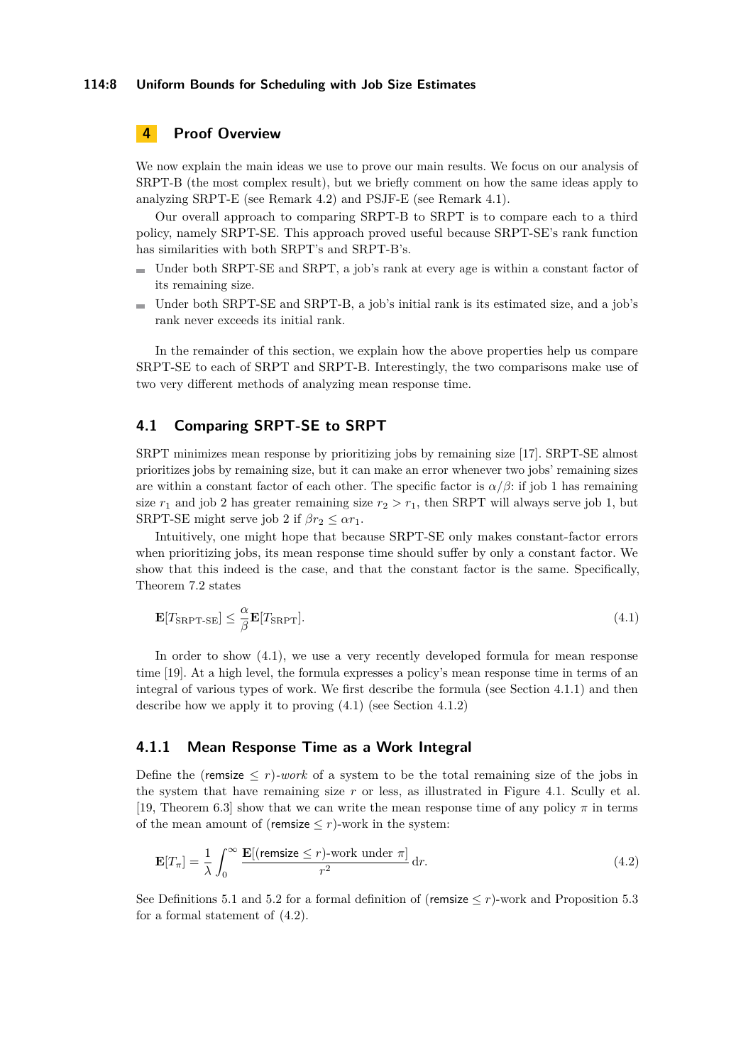## 4 Proof Overview

We now explain the main ideas we use to prove our main results. We focus on our analysis of SRPT-B (the most complex result), but we briefly comment on how the same ideas apply to analyzing SRPT-E (see Remark 4.2) and PSJF-E (see Remark 4.1).

Our overall approach to comparing SRPT-B to SRPT is to compare each to a third policy, namely SRPT-SE. This approach proved useful because SRPT-SE's rank function has similarities with both SRPT's and SRPT-B's.

- Under both SRPT-SE and SRPT, a job's rank at every age is within a constant factor of its remaining size.
- Under both SRPT-SE and SRPT-B, a job's initial rank is its estimated size, and a job's rank never exceeds its initial rank.

In the remainder of this section, we explain how the above properties help us compare SRPT-SE to each of SRPT and SRPT-B. Interestingly, the two comparisons make use of two very different methods of analyzing mean response time.

### 4.1 Comparing SRPT-SE to SRPT

SRPT minimizes mean response by prioritizing jobs by remaining size [17]. SRPT-SE almost prioritizes jobs by remaining size, but it can make an error whenever two jobs' remaining sizes are within a constant factor of each other. The specific factor is $\alpha/\beta$: if job 1 has remaining size $r_1$ and job 2 has greater remaining size $r_2 > r_1$, then SRPT will always serve job 1, but SRPT-SE might serve job 2 if $\beta r_2 \leq \alpha r_1$.

Intuitively, one might hope that because SRPT-SE only makes constant-factor errors when prioritizing jobs, its mean response time should suffer by only a constant factor. We show that this indeed is the case, and that the constant factor is the same. Specifically, Theorem 7.2 states

$$\mathbf{E}[T_{\text{SRPT-SE}}] \leq \frac{\alpha}{\beta}\mathbf{E}[T_{\text{SRPT}}]. \tag{4.1}$$

In order to show (4.1), we use a very recently developed formula for mean response time [19]. At a high level, the formula expresses a policy's mean response time in terms of an integral of various types of work. We first describe the formula (see Section 4.1.1) and then describe how we apply it to proving (4.1) (see Section 4.1.2)

#### 4.1.1 Mean Response Time as a Work Integral

Define the $(\mathsf{remsize} \leq r)$-*work* of a system to be the total remaining size of the jobs in the system that have remaining size $r$ or less, as illustrated in Figure 4.1. Scully et al. [19, Theorem 6.3] show that we can write the mean response time of any policy $\pi$ in terms of the mean amount of $(\mathsf{remsize} \leq r)$-work in the system:

$$\mathbf{E}[T_\pi] = \frac{1}{\lambda}\int_0^\infty \frac{\mathbf{E}[(\mathsf{remsize} \leq r)\text{-work under } \pi]}{r^2}\,\mathrm{d}r. \tag{4.2}$$

See Definitions 5.1 and 5.2 for a formal definition of $(\mathsf{remsize} \leq r)$-work and Proposition 5.3 for a formal statement of (4.2).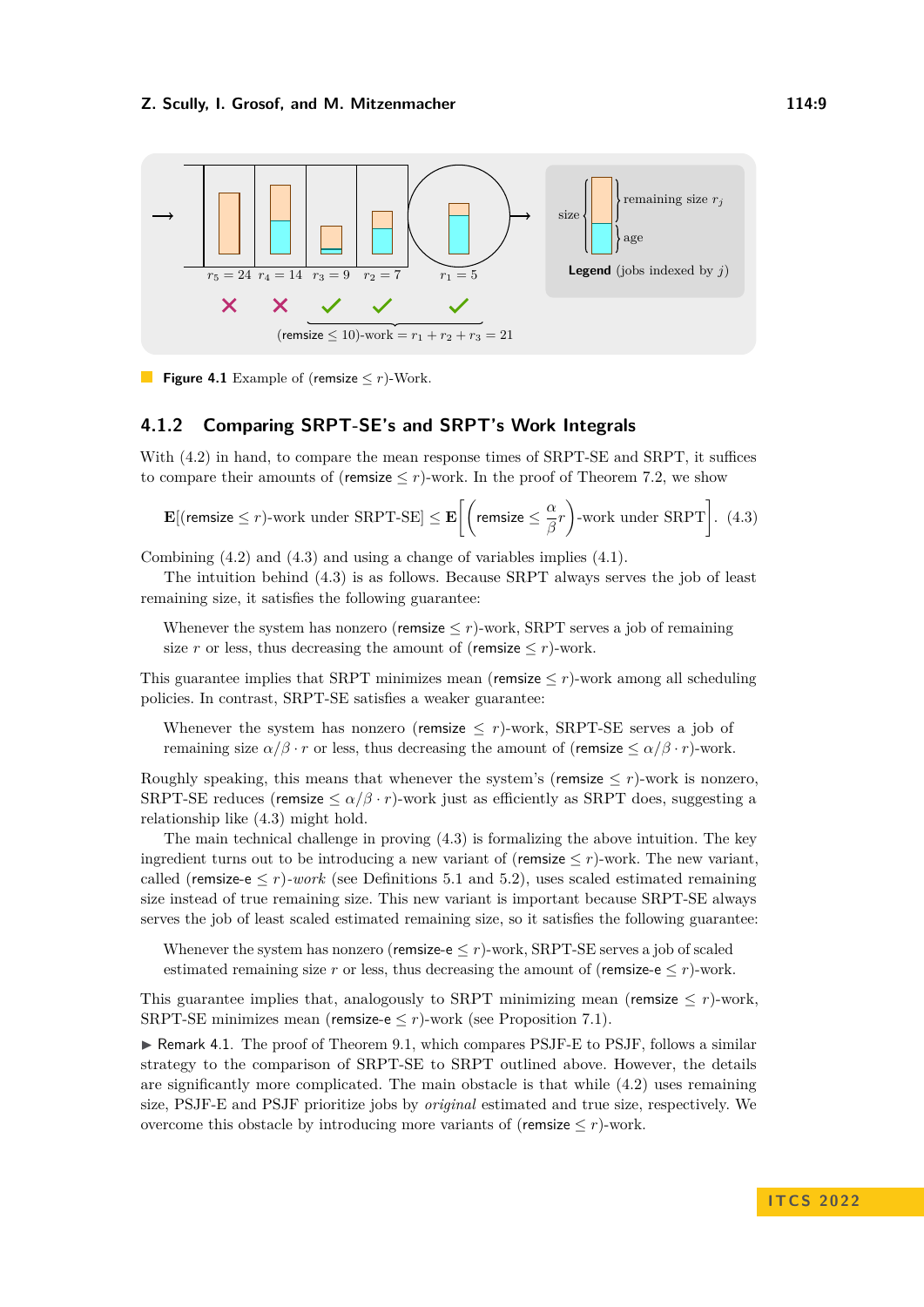**Figure 4.1** Example of (remsize $\leq r$)-Work.

### 4.1.2 Comparing SRPT-SE's and SRPT's Work Integrals

With (4.2) in hand, to compare the mean response times of SRPT-SE and SRPT, it suffices to compare their amounts of (remsize $\leq r$)-work. In the proof of Theorem 7.2, we show

$$\mathbf{E}[(\text{remsize} \leq r)\text{-work under SRPT-SE}] \leq \mathbf{E}\left[\left(\text{remsize} \leq \frac{\alpha}{\beta} r\right)\text{-work under SRPT}\right]. \quad (4.3)$$

Combining (4.2) and (4.3) and using a change of variables implies (4.1).

The intuition behind (4.3) is as follows. Because SRPT always serves the job of least remaining size, it satisfies the following guarantee:

> Whenever the system has nonzero (remsize $\leq r$)-work, SRPT serves a job of remaining size $r$ or less, thus decreasing the amount of (remsize $\leq r$)-work.

This guarantee implies that SRPT minimizes mean (remsize $\leq r$)-work among all scheduling policies. In contrast, SRPT-SE satisfies a weaker guarantee:

> Whenever the system has nonzero (remsize $\leq r$)-work, SRPT-SE serves a job of remaining size $\alpha/\beta \cdot r$ or less, thus decreasing the amount of (remsize $\leq \alpha/\beta \cdot r$)-work.

Roughly speaking, this means that whenever the system's (remsize $\leq r$)-work is nonzero, SRPT-SE reduces (remsize $\leq \alpha/\beta \cdot r$)-work just as efficiently as SRPT does, suggesting a relationship like (4.3) might hold.

The main technical challenge in proving (4.3) is formalizing the above intuition. The key ingredient turns out to be introducing a new variant of (remsize $\leq r$)-work. The new variant, called (remsize-e $\leq r$)*-work* (see Definitions 5.1 and 5.2), uses scaled estimated remaining size instead of true remaining size. This new variant is important because SRPT-SE always serves the job of least scaled estimated remaining size, so it satisfies the following guarantee:

> Whenever the system has nonzero (remsize-e $\leq r$)-work, SRPT-SE serves a job of scaled estimated remaining size $r$ or less, thus decreasing the amount of (remsize-e $\leq r$)-work.

This guarantee implies that, analogously to SRPT minimizing mean (remsize $\leq r$)-work, SRPT-SE minimizes mean (remsize-e $\leq r$)-work (see Proposition 7.1).

▶ Remark 4.1. The proof of Theorem 9.1, which compares PSJF-E to PSJF, follows a similar strategy to the comparison of SRPT-SE to SRPT outlined above. However, the details are significantly more complicated. The main obstacle is that while (4.2) uses remaining size, PSJF-E and PSJF prioritize jobs by *original* estimated and true size, respectively. We overcome this obstacle by introducing more variants of (remsize $\leq r$)-work.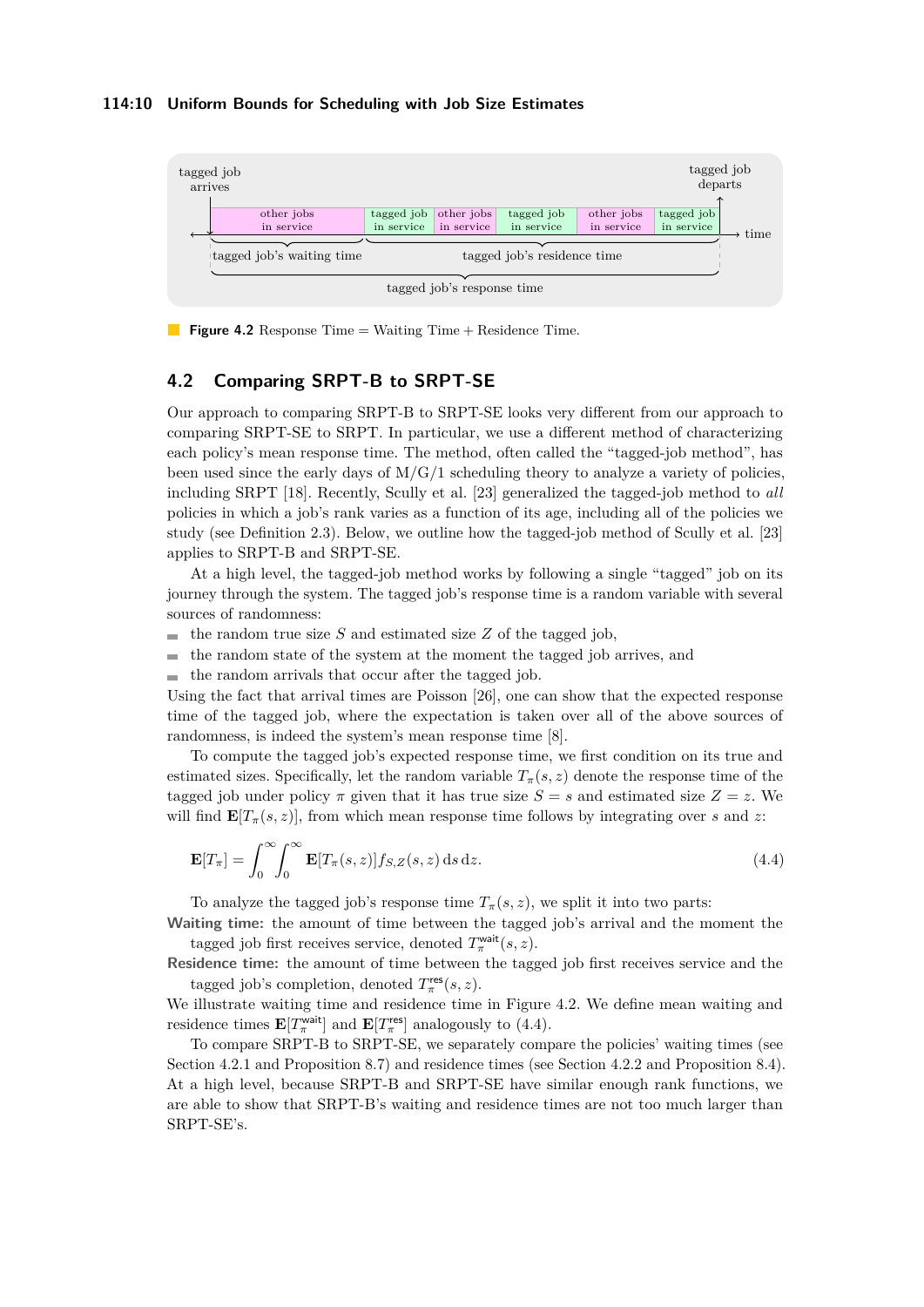**Figure 4.2** Response Time = Waiting Time + Residence Time.

## 4.2 Comparing SRPT-B to SRPT-SE

Our approach to comparing SRPT-B to SRPT-SE looks very different from our approach to comparing SRPT-SE to SRPT. In particular, we use a different method of characterizing each policy's mean response time. The method, often called the "tagged-job method", has been used since the early days of M/G/1 scheduling theory to analyze a variety of policies, including SRPT [18]. Recently, Scully et al. [23] generalized the tagged-job method to *all* policies in which a job's rank varies as a function of its age, including all of the policies we study (see Definition 2.3). Below, we outline how the tagged-job method of Scully et al. [23] applies to SRPT-B and SRPT-SE.

At a high level, the tagged-job method works by following a single "tagged" job on its journey through the system. The tagged job's response time is a random variable with several sources of randomness:

- the random true size $S$ and estimated size $Z$ of the tagged job,
- the random state of the system at the moment the tagged job arrives, and
- the random arrivals that occur after the tagged job.

Using the fact that arrival times are Poisson [26], one can show that the expected response time of the tagged job, where the expectation is taken over all of the above sources of randomness, is indeed the system's mean response time [8].

To compute the tagged job's expected response time, we first condition on its true and estimated sizes. Specifically, let the random variable $T_\pi(s, z)$ denote the response time of the tagged job under policy $\pi$ given that it has true size $S = s$ and estimated size $Z = z$. We will find $\mathbf{E}[T_\pi(s, z)]$, from which mean response time follows by integrating over $s$ and $z$:

$$\mathbf{E}[T_\pi] = \int_0^\infty \int_0^\infty \mathbf{E}[T_\pi(s, z)] f_{S,Z}(s, z) \, \mathrm{d}s \, \mathrm{d}z. \tag{4.4}$$

To analyze the tagged job's response time $T_\pi(s, z)$, we split it into two parts:

**Waiting time:** the amount of time between the tagged job's arrival and the moment the tagged job first receives service, denoted $T_\pi^{\mathsf{wait}}(s, z)$.

**Residence time:** the amount of time between the tagged job first receives service and the tagged job's completion, denoted $T_\pi^{\mathsf{res}}(s, z)$.

We illustrate waiting time and residence time in Figure 4.2. We define mean waiting and residence times $\mathbf{E}[T_\pi^{\mathsf{wait}}]$ and $\mathbf{E}[T_\pi^{\mathsf{res}}]$ analogously to (4.4).

To compare SRPT-B to SRPT-SE, we separately compare the policies' waiting times (see Section 4.2.1 and Proposition 8.7) and residence times (see Section 4.2.2 and Proposition 8.4). At a high level, because SRPT-B and SRPT-SE have similar enough rank functions, we are able to show that SRPT-B's waiting and residence times are not too much larger than SRPT-SE's.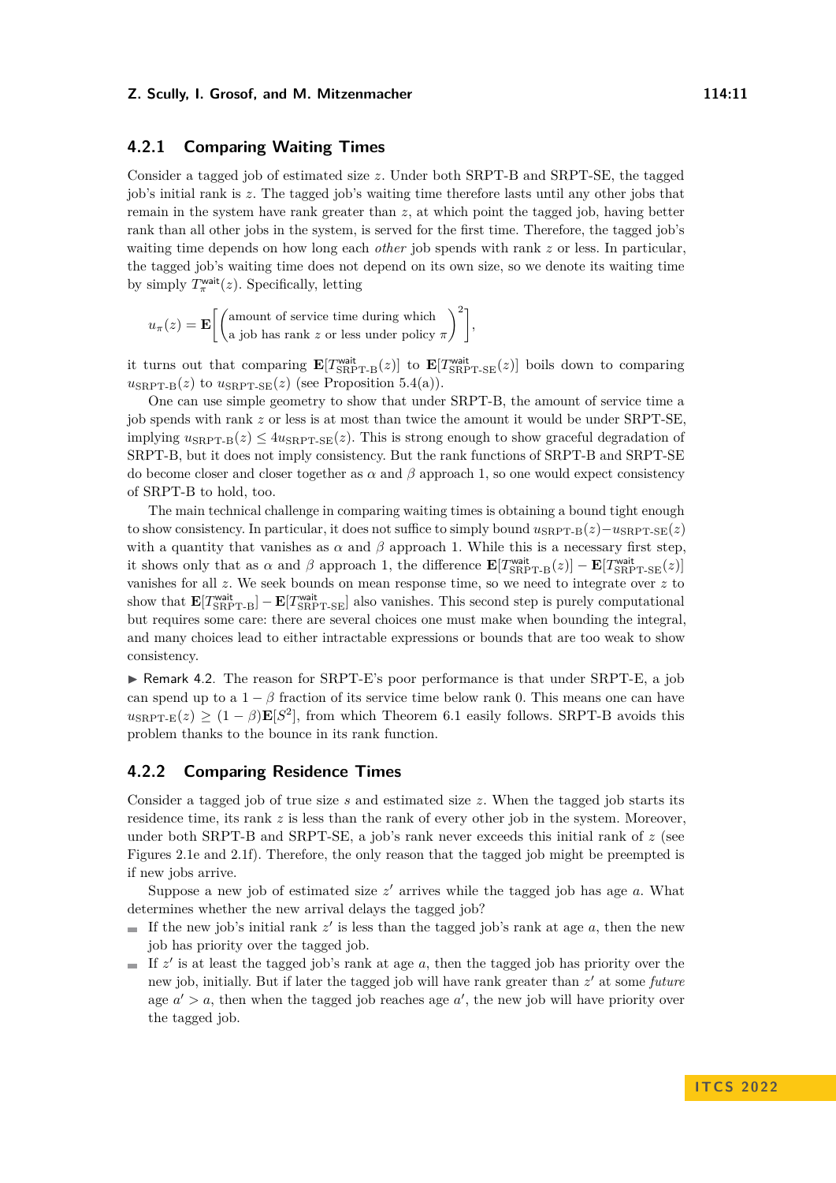### 4.2.1 Comparing Waiting Times

Consider a tagged job of estimated size $z$. Under both SRPT-B and SRPT-SE, the tagged job's initial rank is $z$. The tagged job's waiting time therefore lasts until any other jobs that remain in the system have rank greater than $z$, at which point the tagged job, having better rank than all other jobs in the system, is served for the first time. Therefore, the tagged job's waiting time depends on how long each *other* job spends with rank $z$ or less. In particular, the tagged job's waiting time does not depend on its own size, so we denote its waiting time by simply $T_\pi^{\mathsf{wait}}(z)$. Specifically, letting

$$u_\pi(z) = \mathbf{E}\left[\begin{pmatrix}\text{amount of service time during which} \\ \text{a job has rank } z \text{ or less under policy } \pi\end{pmatrix}^2\right],$$

it turns out that comparing $\mathbf{E}[T_{\text{SRPT-B}}^{\mathsf{wait}}(z)]$ to $\mathbf{E}[T_{\text{SRPT-SE}}^{\mathsf{wait}}(z)]$ boils down to comparing $u_{\text{SRPT-B}}(z)$ to $u_{\text{SRPT-SE}}(z)$ (see Proposition 5.4(a)).

One can use simple geometry to show that under SRPT-B, the amount of service time a job spends with rank $z$ or less is at most than twice the amount it would be under SRPT-SE, implying $u_{\text{SRPT-B}}(z) \le 4u_{\text{SRPT-SE}}(z)$. This is strong enough to show graceful degradation of SRPT-B, but it does not imply consistency. But the rank functions of SRPT-B and SRPT-SE do become closer and closer together as $\alpha$ and $\beta$ approach 1, so one would expect consistency of SRPT-B to hold, too.

The main technical challenge in comparing waiting times is obtaining a bound tight enough to show consistency. In particular, it does not suffice to simply bound $u_{\text{SRPT-B}}(z) - u_{\text{SRPT-SE}}(z)$ with a quantity that vanishes as $\alpha$ and $\beta$ approach 1. While this is a necessary first step, it shows only that as $\alpha$ and $\beta$ approach 1, the difference $\mathbf{E}[T_{\text{SRPT-B}}^{\mathsf{wait}}(z)] - \mathbf{E}[T_{\text{SRPT-SE}}^{\mathsf{wait}}(z)]$ vanishes for all $z$. We seek bounds on mean response time, so we need to integrate over $z$ to show that $\mathbf{E}[T_{\text{SRPT-B}}^{\mathsf{wait}}] - \mathbf{E}[T_{\text{SRPT-SE}}^{\mathsf{wait}}]$ also vanishes. This second step is purely computational but requires some care: there are several choices one must make when bounding the integral, and many choices lead to either intractable expressions or bounds that are too weak to show consistency.

▶ Remark 4.2. The reason for SRPT-E's poor performance is that under SRPT-E, a job can spend up to a $1 - \beta$ fraction of its service time below rank 0. This means one can have $u_{\text{SRPT-E}}(z) \ge (1 - \beta)\mathbf{E}[S^2]$, from which Theorem 6.1 easily follows. SRPT-B avoids this problem thanks to the bounce in its rank function.

### 4.2.2 Comparing Residence Times

Consider a tagged job of true size $s$ and estimated size $z$. When the tagged job starts its residence time, its rank $z$ is less than the rank of every other job in the system. Moreover, under both SRPT-B and SRPT-SE, a job's rank never exceeds this initial rank of $z$ (see Figures 2.1e and 2.1f). Therefore, the only reason that the tagged job might be preempted is if new jobs arrive.

Suppose a new job of estimated size $z'$ arrives while the tagged job has age $a$. What determines whether the new arrival delays the tagged job?

- If the new job's initial rank $z'$ is less than the tagged job's rank at age $a$, then the new job has priority over the tagged job.
- If $z'$ is at least the tagged job's rank at age $a$, then the tagged job has priority over the new job, initially. But if later the tagged job will have rank greater than $z'$ at some *future* age $a' > a$, then when the tagged job reaches age $a'$, the new job will have priority over the tagged job.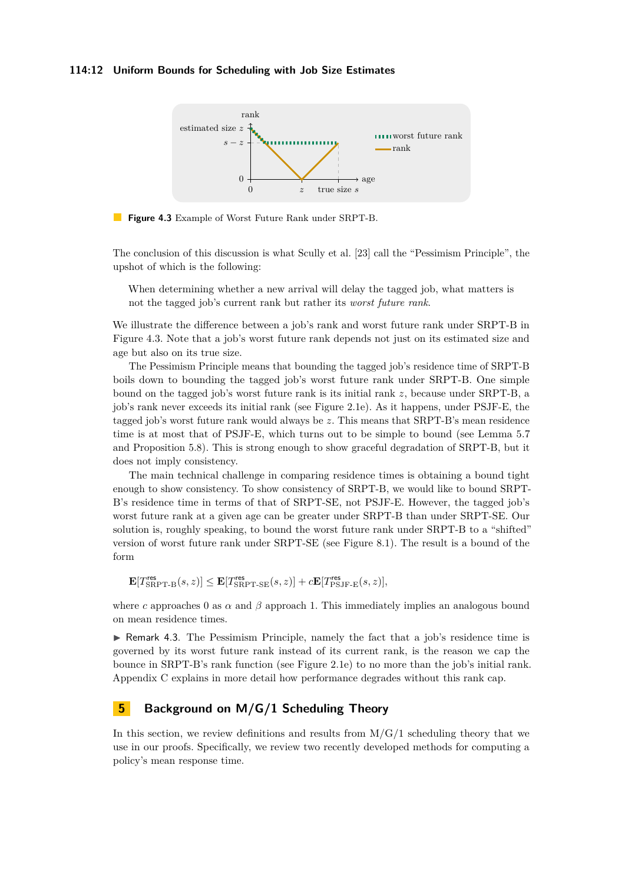**Figure 4.3** Example of Worst Future Rank under SRPT-B.

The conclusion of this discussion is what Scully et al. [23] call the "Pessimism Principle", the upshot of which is the following:

> When determining whether a new arrival will delay the tagged job, what matters is not the tagged job's current rank but rather its *worst future rank*.

We illustrate the difference between a job's rank and worst future rank under SRPT-B in Figure 4.3. Note that a job's worst future rank depends not just on its estimated size and age but also on its true size.

The Pessimism Principle means that bounding the tagged job's residence time of SRPT-B boils down to bounding the tagged job's worst future rank under SRPT-B. One simple bound on the tagged job's worst future rank is its initial rank $z$, because under SRPT-B, a job's rank never exceeds its initial rank (see Figure 2.1e). As it happens, under PSJF-E, the tagged job's worst future rank would always be $z$. This means that SRPT-B's mean residence time is at most that of PSJF-E, which turns out to be simple to bound (see Lemma 5.7 and Proposition 5.8). This is strong enough to show graceful degradation of SRPT-B, but it does not imply consistency.

The main technical challenge in comparing residence times is obtaining a bound tight enough to show consistency. To show consistency of SRPT-B, we would like to bound SRPT-B's residence time in terms of that of SRPT-SE, not PSJF-E. However, the tagged job's worst future rank at a given age can be greater under SRPT-B than under SRPT-SE. Our solution is, roughly speaking, to bound the worst future rank under SRPT-B to a "shifted" version of worst future rank under SRPT-SE (see Figure 8.1). The result is a bound of the form

$$\mathbf{E}[T^{\mathsf{res}}_{\text{SRPT-B}}(s,z)] \le \mathbf{E}[T^{\mathsf{res}}_{\text{SRPT-SE}}(s,z)] + c\mathbf{E}[T^{\mathsf{res}}_{\text{PSJF-E}}(s,z)],$$

where $c$ approaches 0 as $\alpha$ and $\beta$ approach 1. This immediately implies an analogous bound on mean residence times.

▶ Remark 4.3. The Pessimism Principle, namely the fact that a job's residence time is governed by its worst future rank instead of its current rank, is the reason we cap the bounce in SRPT-B's rank function (see Figure 2.1e) to no more than the job's initial rank. Appendix C explains in more detail how performance degrades without this rank cap.

## 5 Background on M/G/1 Scheduling Theory

In this section, we review definitions and results from M/G/1 scheduling theory that we use in our proofs. Specifically, we review two recently developed methods for computing a policy's mean response time.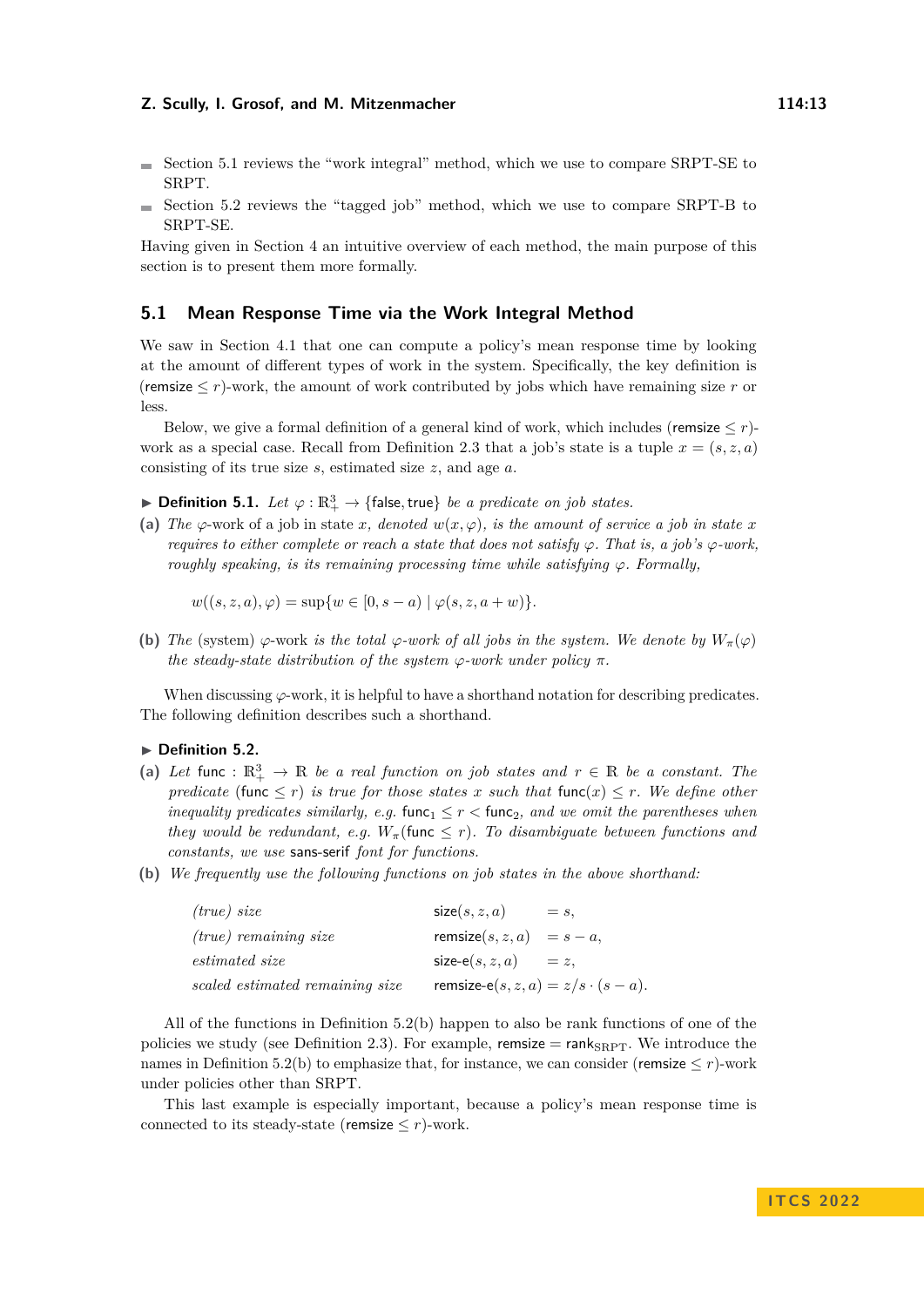- Section 5.1 reviews the "work integral" method, which we use to compare SRPT-SE to SRPT.
- Section 5.2 reviews the "tagged job" method, which we use to compare SRPT-B to SRPT-SE.

Having given in Section 4 an intuitive overview of each method, the main purpose of this section is to present them more formally.

## 5.1 Mean Response Time via the Work Integral Method

We saw in Section 4.1 that one can compute a policy's mean response time by looking at the amount of different types of work in the system. Specifically, the key definition is ($\mathsf{remsize} \leq r$)-work, the amount of work contributed by jobs which have remaining size $r$ or less.

Below, we give a formal definition of a general kind of work, which includes ($\mathsf{remsize} \leq r$)-work as a special case. Recall from Definition 2.3 that a job's state is a tuple $x = (s, z, a)$ consisting of its true size $s$, estimated size $z$, and age $a$.

▶ **Definition 5.1.** *Let $\varphi : \mathbb{R}_+^3 \to \{\mathsf{false}, \mathsf{true}\}$ be a predicate on job states.*

**(a)** *The* $\varphi$-work *of a job in state $x$, denoted $w(x, \varphi)$, is the amount of service a job in state $x$ requires to either complete or reach a state that does not satisfy $\varphi$. That is, a job's $\varphi$-work, roughly speaking, is its remaining processing time while satisfying $\varphi$. Formally,*

$$w((s, z, a), \varphi) = \sup\{w \in [0, s - a) \mid \varphi(s, z, a + w)\}.$$

**(b)** *The* (system) $\varphi$-work *is the total $\varphi$-work of all jobs in the system. We denote by $W_\pi(\varphi)$ the steady-state distribution of the system $\varphi$-work under policy $\pi$.*

When discussing $\varphi$-work, it is helpful to have a shorthand notation for describing predicates. The following definition describes such a shorthand.

▶ **Definition 5.2.**

**(a)** *Let $\mathsf{func} : \mathbb{R}_+^3 \to \mathbb{R}$ be a real function on job states and $r \in \mathbb{R}$ be a constant. The predicate ($\mathsf{func} \leq r$) is true for those states $x$ such that $\mathsf{func}(x) \leq r$. We define other inequality predicates similarly, e.g. $\mathsf{func}_1 \leq r < \mathsf{func}_2$, and we omit the parentheses when they would be redundant, e.g. $W_\pi(\mathsf{func} \leq r)$. To disambiguate between functions and constants, we use $\mathsf{sans\text{-}serif}$ font for functions.*

**(b)** *We frequently use the following functions on job states in the above shorthand:*

| | |
|---|---|
| *(true) size* | $\mathsf{size}(s, z, a) = s,$ |
| *(true) remaining size* | $\mathsf{remsize}(s, z, a) = s - a,$ |
| *estimated size* | $\mathsf{size\text{-}e}(s, z, a) = z,$ |
| *scaled estimated remaining size* | $\mathsf{remsize\text{-}e}(s, z, a) = z/s \cdot (s - a).$ |

All of the functions in Definition 5.2(b) happen to also be rank functions of one of the policies we study (see Definition 2.3). For example, $\mathsf{remsize} = \mathsf{rank}_{\text{SRPT}}$. We introduce the names in Definition 5.2(b) to emphasize that, for instance, we can consider ($\mathsf{remsize} \leq r$)-work under policies other than SRPT.

This last example is especially important, because a policy's mean response time is connected to its steady-state ($\mathsf{remsize} \leq r$)-work.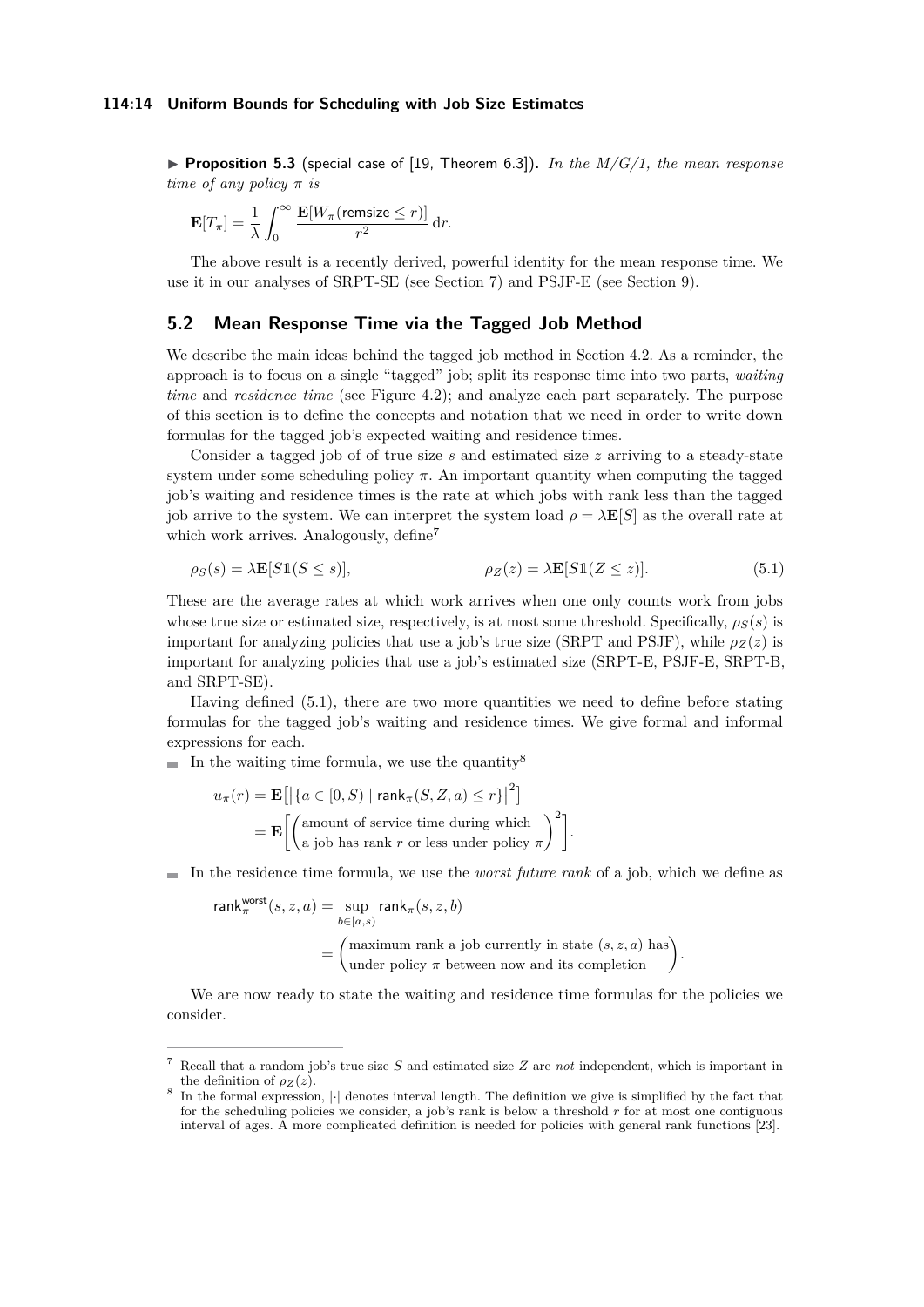▶ **Proposition 5.3** (special case of [19, Theorem 6.3]). *In the M/G/1, the mean response time of any policy $\pi$ is*

$$\mathbf{E}[T_\pi] = \frac{1}{\lambda} \int_0^\infty \frac{\mathbf{E}[W_\pi(\mathsf{remsize} \le r)]}{r^2} \, \mathrm{d}r.$$

The above result is a recently derived, powerful identity for the mean response time. We use it in our analyses of SRPT-SE (see Section 7) and PSJF-E (see Section 9).

## 5.2 Mean Response Time via the Tagged Job Method

We describe the main ideas behind the tagged job method in Section 4.2. As a reminder, the approach is to focus on a single "tagged" job; split its response time into two parts, *waiting time* and *residence time* (see Figure 4.2); and analyze each part separately. The purpose of this section is to define the concepts and notation that we need in order to write down formulas for the tagged job's expected waiting and residence times.

Consider a tagged job of of true size $s$ and estimated size $z$ arriving to a steady-state system under some scheduling policy $\pi$. An important quantity when computing the tagged job's waiting and residence times is the rate at which jobs with rank less than the tagged job arrive to the system. We can interpret the system load $\rho = \lambda \mathbf{E}[S]$ as the overall rate at which work arrives. Analogously, define[7]

$$\rho_S(s) = \lambda \mathbf{E}[S \mathbb{1}(S \le s)], \qquad\qquad \rho_Z(z) = \lambda \mathbf{E}[S \mathbb{1}(Z \le z)]. \tag{5.1}$$

These are the average rates at which work arrives when one only counts work from jobs whose true size or estimated size, respectively, is at most some threshold. Specifically, $\rho_S(s)$ is important for analyzing policies that use a job's true size (SRPT and PSJF), while $\rho_Z(z)$ is important for analyzing policies that use a job's estimated size (SRPT-E, PSJF-E, SRPT-B, and SRPT-SE).

Having defined (5.1), there are two more quantities we need to define before stating formulas for the tagged job's waiting and residence times. We give formal and informal expressions for each.

- In the waiting time formula, we use the quantity[8]

$$\begin{aligned} u_\pi(r) &= \mathbf{E}\big[\big|\{a \in [0, S) \mid \mathsf{rank}_\pi(S, Z, a) \le r\}\big|^2\big] \\ &= \mathbf{E}\left[\begin{pmatrix}\text{amount of service time during which} \\ \text{a job has rank } r \text{ or less under policy } \pi\end{pmatrix}^2\right]. \end{aligned}$$

- In the residence time formula, we use the *worst future rank* of a job, which we define as

$$\begin{aligned} \mathsf{rank}_\pi^{\mathsf{worst}}(s, z, a) &= \sup_{b \in [a, s)} \mathsf{rank}_\pi(s, z, b) \\ &= \begin{pmatrix}\text{maximum rank a job currently in state } (s, z, a) \text{ has} \\ \text{under policy } \pi \text{ between now and its completion}\end{pmatrix}. \end{aligned}$$

We are now ready to state the waiting and residence time formulas for the policies we consider.

---

[7] Recall that a random job's true size $S$ and estimated size $Z$ are *not* independent, which is important in the definition of $\rho_Z(z)$.

[8] In the formal expression, $|\cdot|$ denotes interval length. The definition we give is simplified by the fact that for the scheduling policies we consider, a job's rank is below a threshold $r$ for at most one contiguous interval of ages. A more complicated definition is needed for policies with general rank functions [23].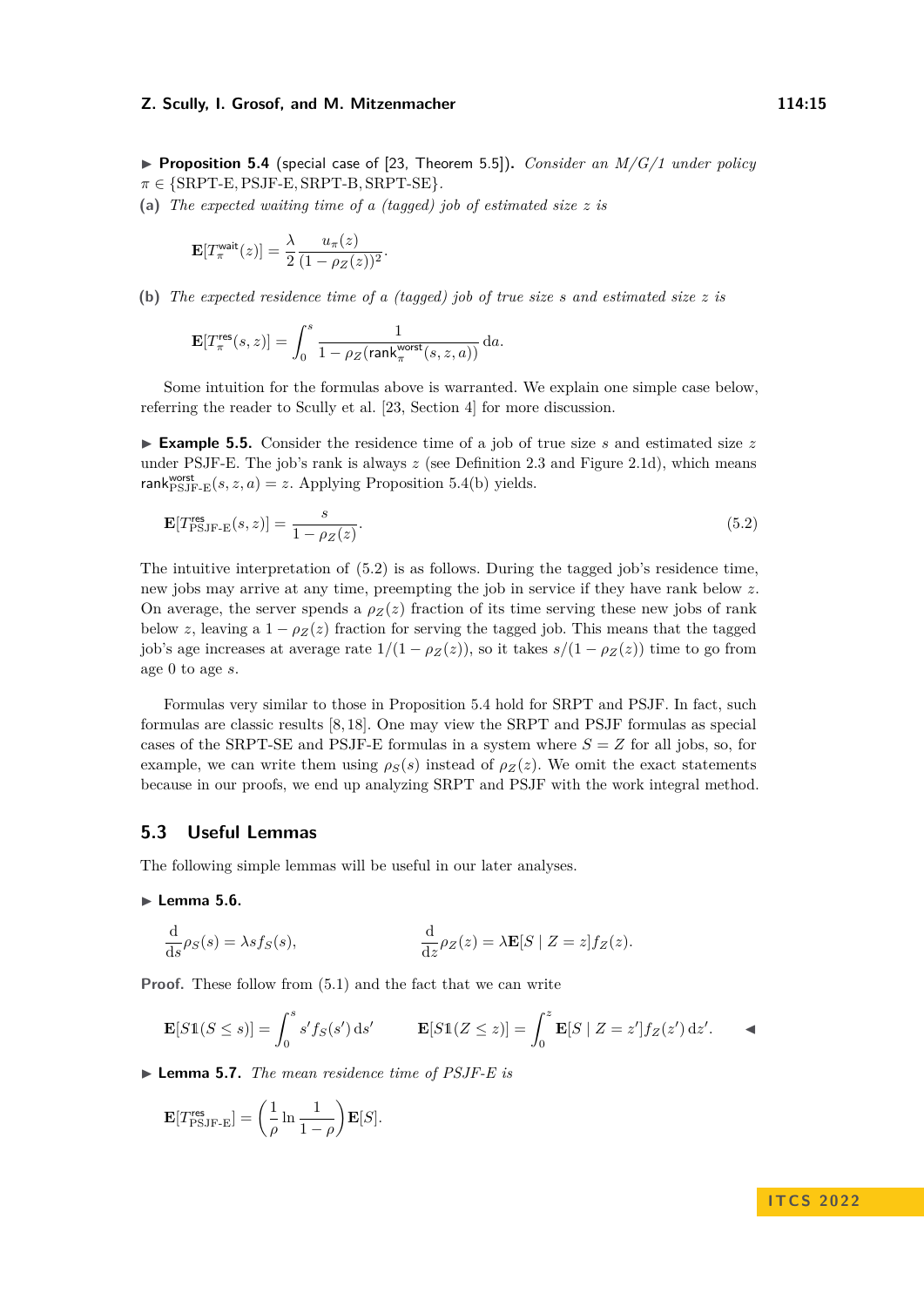▶ **Proposition 5.4** (special case of [23, Theorem 5.5]). *Consider an M/G/1 under policy $\pi \in \{\mathrm{SRPT\text{-}E}, \mathrm{PSJF\text{-}E}, \mathrm{SRPT\text{-}B}, \mathrm{SRPT\text{-}SE}\}$.*

**(a)** *The expected waiting time of a (tagged) job of estimated size $z$ is*

$$\mathbf{E}[T^{\mathsf{wait}}_{\pi}(z)] = \frac{\lambda}{2}\frac{u_\pi(z)}{(1-\rho_Z(z))^2}.$$

**(b)** *The expected residence time of a (tagged) job of true size $s$ and estimated size $z$ is*

$$\mathbf{E}[T^{\mathsf{res}}_{\pi}(s,z)] = \int_0^s \frac{1}{1-\rho_Z(\mathsf{rank}^{\mathsf{worst}}_{\pi}(s,z,a))}\,\mathrm{d}a.$$

Some intuition for the formulas above is warranted. We explain one simple case below, referring the reader to Scully et al. [23, Section 4] for more discussion.

▶ **Example 5.5.** Consider the residence time of a job of true size $s$ and estimated size $z$ under PSJF-E. The job's rank is always $z$ (see Definition 2.3 and Figure 2.1d), which means $\mathsf{rank}^{\mathsf{worst}}_{\mathrm{PSJF\text{-}E}}(s,z,a) = z$. Applying Proposition 5.4(b) yields.

$$\mathbf{E}[T^{\mathsf{res}}_{\mathrm{PSJF\text{-}E}}(s,z)] = \frac{s}{1-\rho_Z(z)}. \tag{5.2}$$

The intuitive interpretation of (5.2) is as follows. During the tagged job's residence time, new jobs may arrive at any time, preempting the job in service if they have rank below $z$. On average, the server spends a $\rho_Z(z)$ fraction of its time serving these new jobs of rank below $z$, leaving a $1-\rho_Z(z)$ fraction for serving the tagged job. This means that the tagged job's age increases at average rate $1/(1-\rho_Z(z))$, so it takes $s/(1-\rho_Z(z))$ time to go from age 0 to age $s$.

Formulas very similar to those in Proposition 5.4 hold for SRPT and PSJF. In fact, such formulas are classic results [8, 18]. One may view the SRPT and PSJF formulas as special cases of the SRPT-SE and PSJF-E formulas in a system where $S = Z$ for all jobs, so, for example, we can write them using $\rho_S(s)$ instead of $\rho_Z(z)$. We omit the exact statements because in our proofs, we end up analyzing SRPT and PSJF with the work integral method.

## 5.3 Useful Lemmas

The following simple lemmas will be useful in our later analyses.

▶ **Lemma 5.6.**

$$\frac{\mathrm{d}}{\mathrm{d}s}\rho_S(s) = \lambda s f_S(s), \qquad\qquad \frac{\mathrm{d}}{\mathrm{d}z}\rho_Z(z) = \lambda \mathbf{E}[S \mid Z = z] f_Z(z).$$

**Proof.** These follow from (5.1) and the fact that we can write

$$\mathbf{E}[S\mathbb{1}(S \le s)] = \int_0^s s' f_S(s')\,\mathrm{d}s' \qquad \mathbf{E}[S\mathbb{1}(Z \le z)] = \int_0^z \mathbf{E}[S \mid Z = z'] f_Z(z')\,\mathrm{d}z'. \qquad ◀$$

▶ **Lemma 5.7.** *The mean residence time of PSJF-E is*

$$\mathbf{E}[T^{\mathsf{res}}_{\mathrm{PSJF\text{-}E}}] = \left(\frac{1}{\rho}\ln\frac{1}{1-\rho}\right)\mathbf{E}[S].$$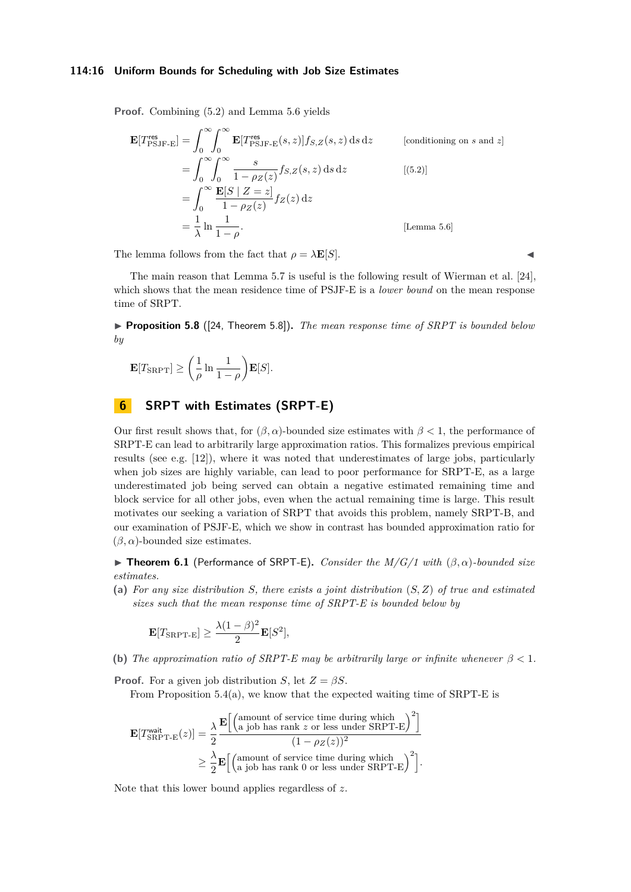**Proof.** Combining (5.2) and Lemma 5.6 yields

$$\begin{aligned}
\mathbf{E}[T^{\mathsf{res}}_{\text{PSJF-E}}] &= \int_0^\infty \int_0^\infty \mathbf{E}[T^{\mathsf{res}}_{\text{PSJF-E}}(s,z)] f_{S,Z}(s,z)\,\mathrm{d}s\,\mathrm{d}z && \text{[conditioning on } s \text{ and } z\text{]} \\
&= \int_0^\infty \int_0^\infty \frac{s}{1-\rho_Z(z)} f_{S,Z}(s,z)\,\mathrm{d}s\,\mathrm{d}z && \text{[(5.2)]} \\
&= \int_0^\infty \frac{\mathbf{E}[S \mid Z = z]}{1-\rho_Z(z)} f_Z(z)\,\mathrm{d}z \\
&= \frac{1}{\lambda} \ln \frac{1}{1-\rho}. && \text{[Lemma 5.6]}
\end{aligned}$$

The lemma follows from the fact that $\rho = \lambda \mathbf{E}[S]$. ◀

The main reason that Lemma 5.7 is useful is the following result of Wierman et al. [24], which shows that the mean residence time of PSJF-E is a *lower bound* on the mean response time of SRPT.

▶ **Proposition 5.8** ([24, Theorem 5.8]). *The mean response time of SRPT is bounded below by*

$$\mathbf{E}[T_{\text{SRPT}}] \geq \left(\frac{1}{\rho} \ln \frac{1}{1-\rho}\right) \mathbf{E}[S].$$

## 6 SRPT with Estimates (SRPT-E)

Our first result shows that, for $(\beta, \alpha)$-bounded size estimates with $\beta < 1$, the performance of SRPT-E can lead to arbitrarily large approximation ratios. This formalizes previous empirical results (see e.g. [12]), where it was noted that underestimates of large jobs, particularly when job sizes are highly variable, can lead to poor performance for SRPT-E, as a large underestimated job being served can obtain a negative estimated remaining time and block service for all other jobs, even when the actual remaining time is large. This result motivates our seeking a variation of SRPT that avoids this problem, namely SRPT-B, and our examination of PSJF-E, which we show in contrast has bounded approximation ratio for $(\beta, \alpha)$-bounded size estimates.

▶ **Theorem 6.1** (Performance of SRPT-E). *Consider the M/G/1 with $(\beta, \alpha)$-bounded size estimates.*

**(a)** *For any size distribution $S$, there exists a joint distribution $(S, Z)$ of true and estimated sizes such that the mean response time of SRPT-E is bounded below by*

$$\mathbf{E}[T_{\text{SRPT-E}}] \geq \frac{\lambda(1-\beta)^2}{2} \mathbf{E}[S^2],$$

**(b)** *The approximation ratio of SRPT-E may be arbitrarily large or infinite whenever $\beta < 1$.*

**Proof.** For a given job distribution $S$, let $Z = \beta S$.

From Proposition 5.4(a), we know that the expected waiting time of SRPT-E is

$$\begin{aligned}
\mathbf{E}[T^{\mathsf{wait}}_{\text{SRPT-E}}(z)] &= \frac{\lambda}{2} \frac{\mathbf{E}\!\left[\begin{pmatrix}\text{amount of service time during which} \\ \text{a job has rank } z \text{ or less under SRPT-E}\end{pmatrix}^2\right]}{(1-\rho_Z(z))^2} \\
&\geq \frac{\lambda}{2} \mathbf{E}\!\left[\begin{pmatrix}\text{amount of service time during which} \\ \text{a job has rank } 0 \text{ or less under SRPT-E}\end{pmatrix}^2\right].
\end{aligned}$$

Note that this lower bound applies regardless of $z$.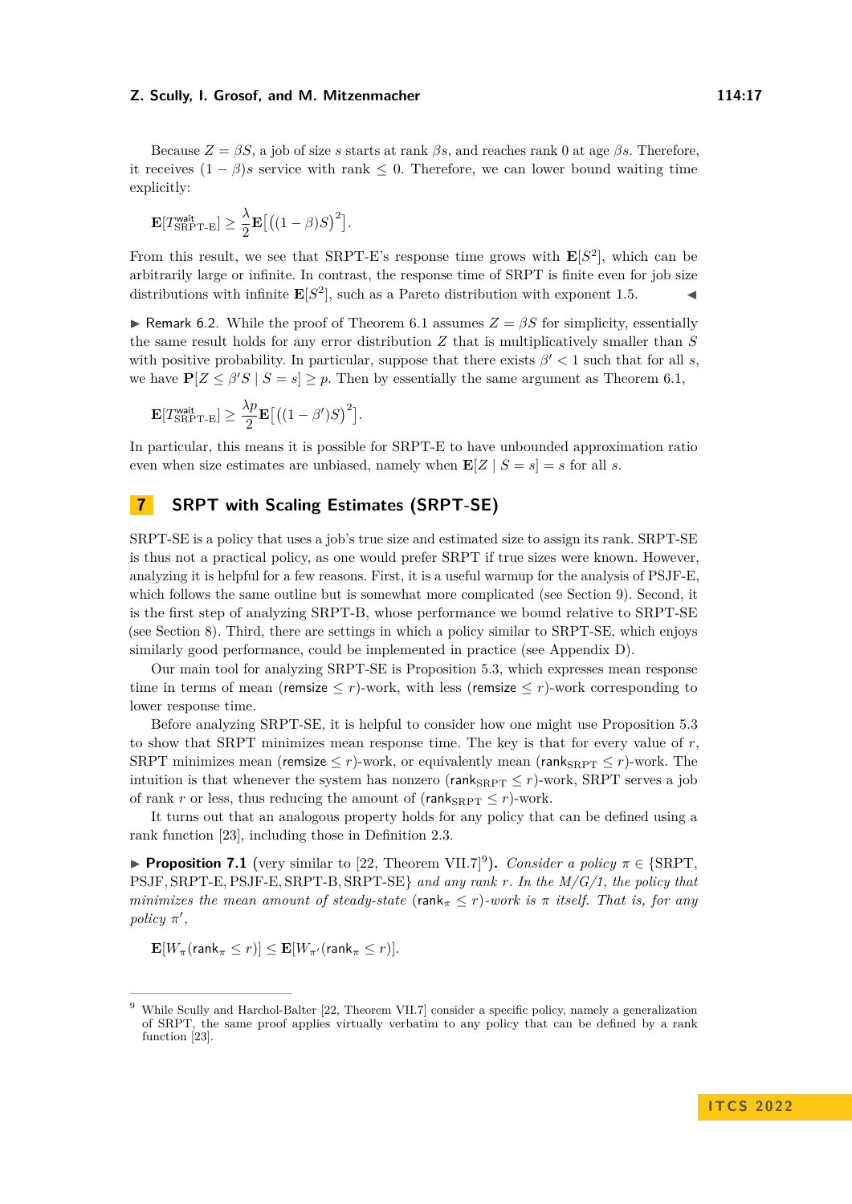Because $Z = \beta S$, a job of size $s$ starts at rank $\beta s$, and reaches rank 0 at age $\beta s$. Therefore, it receives $(1-\beta)s$ service with rank $\leq 0$. Therefore, we can lower bound waiting time explicitly:

$$\mathbf{E}[T^{\mathsf{wait}}_{\text{SRPT-E}}] \geq \frac{\lambda}{2}\mathbf{E}\big[\big((1-\beta)S\big)^2\big].$$

From this result, we see that SRPT-E's response time grows with $\mathbf{E}[S^2]$, which can be arbitrarily large or infinite. In contrast, the response time of SRPT is finite even for job size distributions with infinite $\mathbf{E}[S^2]$, such as a Pareto distribution with exponent 1.5. ◀

▶ Remark 6.2. While the proof of Theorem 6.1 assumes $Z = \beta S$ for simplicity, essentially the same result holds for any error distribution $Z$ that is multiplicatively smaller than $S$ with positive probability. In particular, suppose that there exists $\beta' < 1$ such that for all $s$, we have $\mathbf{P}[Z \leq \beta' S \mid S = s] \geq p$. Then by essentially the same argument as Theorem 6.1,

$$\mathbf{E}[T^{\mathsf{wait}}_{\text{SRPT-E}}] \geq \frac{\lambda p}{2}\mathbf{E}\big[\big((1-\beta')S\big)^2\big].$$

In particular, this means it is possible for SRPT-E to have unbounded approximation ratio even when size estimates are unbiased, namely when $\mathbf{E}[Z \mid S = s] = s$ for all $s$.

## 7 SRPT with Scaling Estimates (SRPT-SE)

SRPT-SE is a policy that uses a job's true size and estimated size to assign its rank. SRPT-SE is thus not a practical policy, as one would prefer SRPT if true sizes were known. However, analyzing it is helpful for a few reasons. First, it is a useful warmup for the analysis of PSJF-E, which follows the same outline but is somewhat more complicated (see Section 9). Second, it is the first step of analyzing SRPT-B, whose performance we bound relative to SRPT-SE (see Section 8). Third, there are settings in which a policy similar to SRPT-SE, which enjoys similarly good performance, could be implemented in practice (see Appendix D).

Our main tool for analyzing SRPT-SE is Proposition 5.3, which expresses mean response time in terms of mean $(\mathsf{remsize} \leq r)$-work, with less $(\mathsf{remsize} \leq r)$-work corresponding to lower response time.

Before analyzing SRPT-SE, it is helpful to consider how one might use Proposition 5.3 to show that SRPT minimizes mean response time. The key is that for every value of $r$, SRPT minimizes mean $(\mathsf{remsize} \leq r)$-work, or equivalently mean $(\mathsf{rank}_{\text{SRPT}} \leq r)$-work. The intuition is that whenever the system has nonzero $(\mathsf{rank}_{\text{SRPT}} \leq r)$-work, SRPT serves a job of rank $r$ or less, thus reducing the amount of $(\mathsf{rank}_{\text{SRPT}} \leq r)$-work.

It turns out that an analogous property holds for any policy that can be defined using a rank function [23], including those in Definition 2.3.

▶ **Proposition 7.1** (very similar to [22, Theorem VII.7][9]). *Consider a policy $\pi \in \{$SRPT, PSJF, SRPT-E, PSJF-E, SRPT-B, SRPT-SE$\}$ and any rank $r$. In the M/G/1, the policy that minimizes the mean amount of steady-state $(\mathsf{rank}_\pi \leq r)$-work is $\pi$ itself. That is, for any policy $\pi'$,*

$$\mathbf{E}[W_\pi(\mathsf{rank}_\pi \leq r)] \leq \mathbf{E}[W_{\pi'}(\mathsf{rank}_\pi \leq r)].$$

---

[9] While Scully and Harchol-Balter [22, Theorem VII.7] consider a specific policy, namely a generalization of SRPT, the same proof applies virtually verbatim to any policy that can be defined by a rank function [23].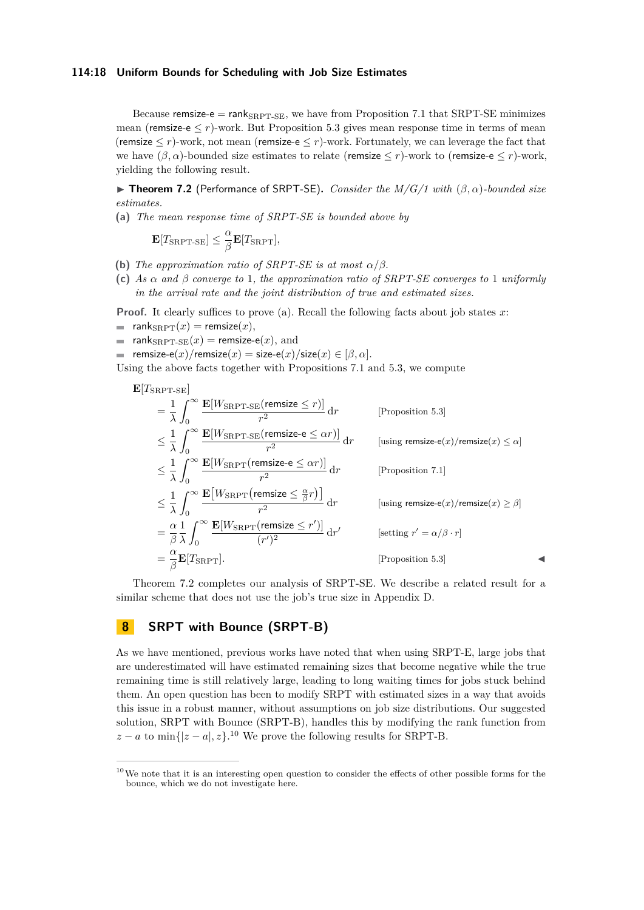Because remsize-e $=$ $\mathsf{rank}_{\text{SRPT-SE}}$, we have from Proposition 7.1 that SRPT-SE minimizes mean (remsize-e $\leq r$)-work. But Proposition 5.3 gives mean response time in terms of mean (remsize $\leq r$)-work, not mean (remsize-e $\leq r$)-work. Fortunately, we can leverage the fact that we have $(\beta, \alpha)$-bounded size estimates to relate (remsize $\leq r$)-work to (remsize-e $\leq r$)-work, yielding the following result.

▶ **Theorem 7.2** (Performance of SRPT-SE). *Consider the M/G/1 with $(\beta, \alpha)$-bounded size estimates.*

**(a)** *The mean response time of SRPT-SE is bounded above by*

$$\mathbf{E}[T_{\text{SRPT-SE}}] \leq \frac{\alpha}{\beta}\mathbf{E}[T_{\text{SRPT}}],$$

**(b)** *The approximation ratio of SRPT-SE is at most $\alpha/\beta$.*

**(c)** *As $\alpha$ and $\beta$ converge to 1, the approximation ratio of SRPT-SE converges to 1 uniformly in the arrival rate and the joint distribution of true and estimated sizes.*

**Proof.** It clearly suffices to prove (a). Recall the following facts about job states $x$:

- $\mathsf{rank}_{\text{SRPT}}(x) = \mathsf{remsize}(x)$,
- $\mathsf{rank}_{\text{SRPT-SE}}(x) = \mathsf{remsize\text{-}e}(x)$, and
- $\mathsf{remsize\text{-}e}(x)/\mathsf{remsize}(x) = \mathsf{size\text{-}e}(x)/\mathsf{size}(x) \in [\beta, \alpha]$.

Using the above facts together with Propositions 7.1 and 5.3, we compute

$$\begin{aligned}
&\mathbf{E}[T_{\text{SRPT-SE}}] \\
&= \frac{1}{\lambda}\int_0^\infty \frac{\mathbf{E}[W_{\text{SRPT-SE}}(\mathsf{remsize} \leq r)]}{r^2}\,\mathrm{d}r && \text{[Proposition 5.3]} \\
&\leq \frac{1}{\lambda}\int_0^\infty \frac{\mathbf{E}[W_{\text{SRPT-SE}}(\mathsf{remsize\text{-}e} \leq \alpha r)]}{r^2}\,\mathrm{d}r && \text{[using } \mathsf{remsize\text{-}e}(x)/\mathsf{remsize}(x) \leq \alpha\text{]} \\
&\leq \frac{1}{\lambda}\int_0^\infty \frac{\mathbf{E}[W_{\text{SRPT}}(\mathsf{remsize\text{-}e} \leq \alpha r)]}{r^2}\,\mathrm{d}r && \text{[Proposition 7.1]} \\
&\leq \frac{1}{\lambda}\int_0^\infty \frac{\mathbf{E}\left[W_{\text{SRPT}}\left(\mathsf{remsize} \leq \frac{\alpha}{\beta} r\right)\right]}{r^2}\,\mathrm{d}r && \text{[using } \mathsf{remsize\text{-}e}(x)/\mathsf{remsize}(x) \geq \beta\text{]} \\
&= \frac{\alpha}{\beta}\frac{1}{\lambda}\int_0^\infty \frac{\mathbf{E}[W_{\text{SRPT}}(\mathsf{remsize} \leq r')]}{(r')^2}\,\mathrm{d}r' && \text{[setting } r' = \alpha/\beta \cdot r\text{]} \\
&= \frac{\alpha}{\beta}\mathbf{E}[T_{\text{SRPT}}]. && \text{[Proposition 5.3]}
\end{aligned}$$

◀

Theorem 7.2 completes our analysis of SRPT-SE. We describe a related result for a similar scheme that does not use the job's true size in Appendix D.

## 8 SRPT with Bounce (SRPT-B)

As we have mentioned, previous works have noted that when using SRPT-E, large jobs that are underestimated will have estimated remaining sizes that become negative while the true remaining time is still relatively large, leading to long waiting times for jobs stuck behind them. An open question has been to modify SRPT with estimated sizes in a way that avoids this issue in a robust manner, without assumptions on job size distributions. Our suggested solution, SRPT with Bounce (SRPT-B), handles this by modifying the rank function from $z - a$ to $\min\{|z - a|, z\}$.[10] We prove the following results for SRPT-B.

[10] We note that it is an interesting open question to consider the effects of other possible forms for the bounce, which we do not investigate here.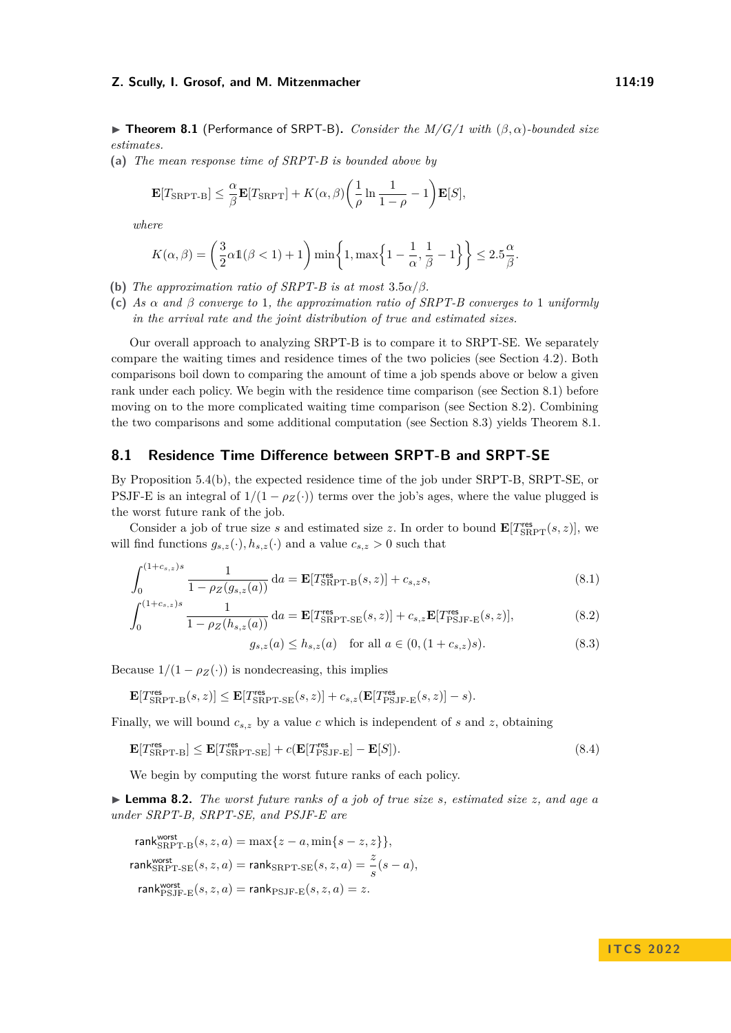▶ **Theorem 8.1** (Performance of SRPT-B). *Consider the M/G/1 with $(\beta, \alpha)$-bounded size estimates.*

**(a)** *The mean response time of SRPT-B is bounded above by*

$$\mathbf{E}[T_{\text{SRPT-B}}] \le \frac{\alpha}{\beta}\mathbf{E}[T_{\text{SRPT}}] + K(\alpha, \beta)\left(\frac{1}{\rho}\ln\frac{1}{1-\rho} - 1\right)\mathbf{E}[S],$$

*where*

$$K(\alpha, \beta) = \left(\frac{3}{2}\alpha\mathbb{1}(\beta < 1) + 1\right)\min\left\{1, \max\left\{1 - \frac{1}{\alpha}, \frac{1}{\beta} - 1\right\}\right\} \le 2.5\frac{\alpha}{\beta}.$$

**(b)** *The approximation ratio of SRPT-B is at most $3.5\alpha/\beta$.*

**(c)** *As $\alpha$ and $\beta$ converge to 1, the approximation ratio of SRPT-B converges to 1 uniformly in the arrival rate and the joint distribution of true and estimated sizes.*

Our overall approach to analyzing SRPT-B is to compare it to SRPT-SE. We separately compare the waiting times and residence times of the two policies (see Section 4.2). Both comparisons boil down to comparing the amount of time a job spends above or below a given rank under each policy. We begin with the residence time comparison (see Section 8.1) before moving on to the more complicated waiting time comparison (see Section 8.2). Combining the two comparisons and some additional computation (see Section 8.3) yields Theorem 8.1.

## 8.1 Residence Time Difference between SRPT-B and SRPT-SE

By Proposition 5.4(b), the expected residence time of the job under SRPT-B, SRPT-SE, or PSJF-E is an integral of $1/(1 - \rho_Z(\cdot))$ terms over the job's ages, where the value plugged is the worst future rank of the job.

Consider a job of true size $s$ and estimated size $z$. In order to bound $\mathbf{E}[T^{\mathsf{res}}_{\text{SRPT}}(s, z)]$, we will find functions $g_{s,z}(\cdot), h_{s,z}(\cdot)$ and a value $c_{s,z} > 0$ such that

$$\int_0^{(1+c_{s,z})s} \frac{1}{1 - \rho_Z(g_{s,z}(a))}\,da = \mathbf{E}[T^{\mathsf{res}}_{\text{SRPT-B}}(s, z)] + c_{s,z}s, \tag{8.1}$$

$$\int_0^{(1+c_{s,z})s} \frac{1}{1 - \rho_Z(h_{s,z}(a))}\,da = \mathbf{E}[T^{\mathsf{res}}_{\text{SRPT-SE}}(s, z)] + c_{s,z}\mathbf{E}[T^{\mathsf{res}}_{\text{PSJF-E}}(s, z)], \tag{8.2}$$

$$g_{s,z}(a) \le h_{s,z}(a) \quad \text{for all } a \in (0, (1 + c_{s,z})s). \tag{8.3}$$

Because $1/(1 - \rho_Z(\cdot))$ is nondecreasing, this implies

$$\mathbf{E}[T^{\mathsf{res}}_{\text{SRPT-B}}(s, z)] \le \mathbf{E}[T^{\mathsf{res}}_{\text{SRPT-SE}}(s, z)] + c_{s,z}(\mathbf{E}[T^{\mathsf{res}}_{\text{PSJF-E}}(s, z)] - s).$$

Finally, we will bound $c_{s,z}$ by a value $c$ which is independent of $s$ and $z$, obtaining

$$\mathbf{E}[T^{\mathsf{res}}_{\text{SRPT-B}}] \le \mathbf{E}[T^{\mathsf{res}}_{\text{SRPT-SE}}] + c(\mathbf{E}[T^{\mathsf{res}}_{\text{PSJF-E}}] - \mathbf{E}[S]). \tag{8.4}$$

We begin by computing the worst future ranks of each policy.

▶ **Lemma 8.2.** *The worst future ranks of a job of true size $s$, estimated size $z$, and age $a$ under SRPT-B, SRPT-SE, and PSJF-E are*

$$\mathsf{rank}^{\mathsf{worst}}_{\text{SRPT-B}}(s, z, a) = \max\{z - a, \min\{s - z, z\}\},$$

$$\mathsf{rank}^{\mathsf{worst}}_{\text{SRPT-SE}}(s, z, a) = \mathsf{rank}_{\text{SRPT-SE}}(s, z, a) = \frac{z}{s}(s - a),$$

$$\mathsf{rank}^{\mathsf{worst}}_{\text{PSJF-E}}(s, z, a) = \mathsf{rank}_{\text{PSJF-E}}(s, z, a) = z.$$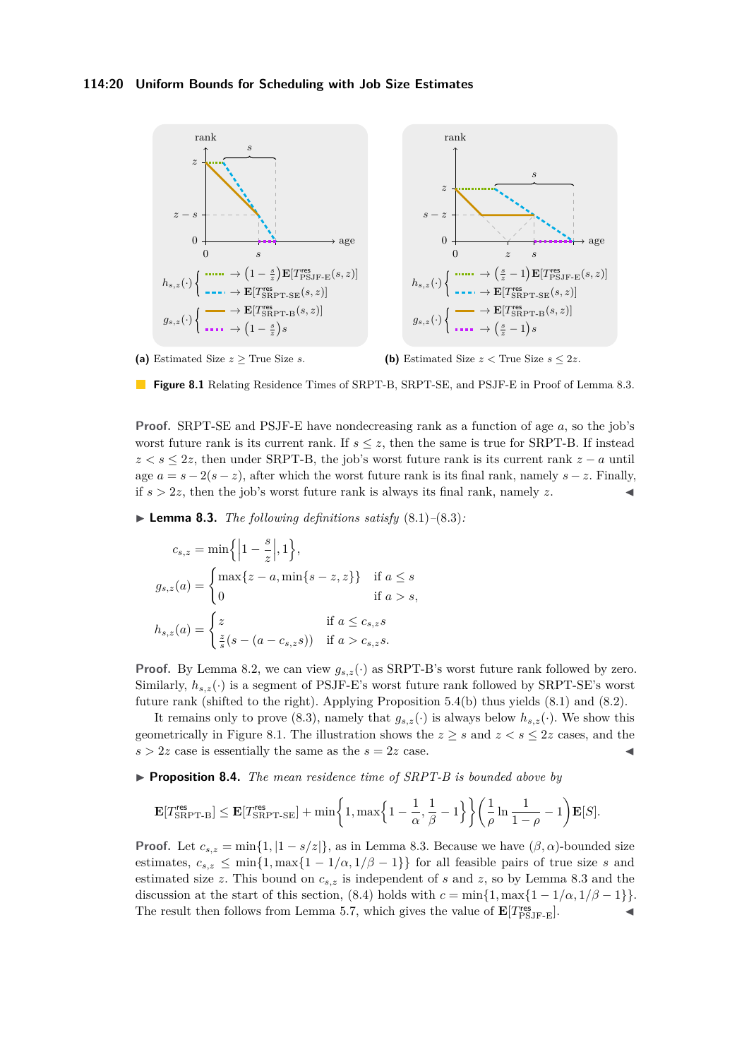**(a)** Estimated Size $z \geq$ True Size $s$.

**(b)** Estimated Size $z <$ True Size $s \leq 2z$.

**Figure 8.1** Relating Residence Times of SRPT-B, SRPT-SE, and PSJF-E in Proof of Lemma 8.3.

**Proof.** SRPT-SE and PSJF-E have nondecreasing rank as a function of age $a$, so the job's worst future rank is its current rank. If $s \leq z$, then the same is true for SRPT-B. If instead $z < s \leq 2z$, then under SRPT-B, the job's worst future rank is its current rank $z - a$ until age $a = s - 2(s - z)$, after which the worst future rank is its final rank, namely $s - z$. Finally, if $s > 2z$, then the job's worst future rank is always its final rank, namely $z$. ◀

▶ **Lemma 8.3.** *The following definitions satisfy* (8.1)–(8.3)*:*

$$c_{s,z} = \min\left\{\left|1 - \frac{s}{z}\right|, 1\right\},$$

$$g_{s,z}(a) = \begin{cases} \max\{z - a, \min\{s - z, z\}\} & \text{if } a \leq s \\ 0 & \text{if } a > s, \end{cases}$$

$$h_{s,z}(a) = \begin{cases} z & \text{if } a \leq c_{s,z}s \\ \frac{z}{s}(s - (a - c_{s,z}s)) & \text{if } a > c_{s,z}s. \end{cases}$$

**Proof.** By Lemma 8.2, we can view $g_{s,z}(\cdot)$ as SRPT-B's worst future rank followed by zero. Similarly, $h_{s,z}(\cdot)$ is a segment of PSJF-E's worst future rank followed by SRPT-SE's worst future rank (shifted to the right). Applying Proposition 5.4(b) thus yields (8.1) and (8.2).

It remains only to prove (8.3), namely that $g_{s,z}(\cdot)$ is always below $h_{s,z}(\cdot)$. We show this geometrically in Figure 8.1. The illustration shows the $z \geq s$ and $z < s \leq 2z$ cases, and the $s > 2z$ case is essentially the same as the $s = 2z$ case. ◀

▶ **Proposition 8.4.** *The mean residence time of SRPT-B is bounded above by*

$$\mathbf{E}[T^{\text{res}}_{\text{SRPT-B}}] \leq \mathbf{E}[T^{\text{res}}_{\text{SRPT-SE}}] + \min\left\{1, \max\left\{1 - \frac{1}{\alpha}, \frac{1}{\beta} - 1\right\}\right\}\left(\frac{1}{\rho}\ln\frac{1}{1-\rho} - 1\right)\mathbf{E}[S].$$

**Proof.** Let $c_{s,z} = \min\{1, |1 - s/z|\}$, as in Lemma 8.3. Because we have $(\beta, \alpha)$-bounded size estimates, $c_{s,z} \leq \min\{1, \max\{1 - 1/\alpha, 1/\beta - 1\}\}$ for all feasible pairs of true size $s$ and estimated size $z$. This bound on $c_{s,z}$ is independent of $s$ and $z$, so by Lemma 8.3 and the discussion at the start of this section, (8.4) holds with $c = \min\{1, \max\{1 - 1/\alpha, 1/\beta - 1\}\}$. The result then follows from Lemma 5.7, which gives the value of $\mathbf{E}[T^{\text{res}}_{\text{PSJF-E}}]$. ◀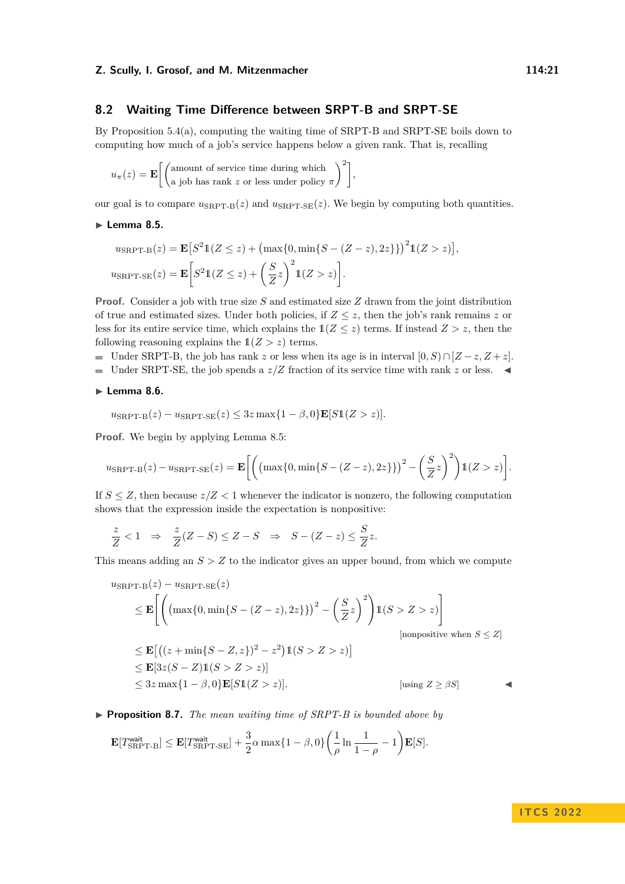## 8.2 Waiting Time Difference between SRPT-B and SRPT-SE

By Proposition 5.4(a), computing the waiting time of SRPT-B and SRPT-SE boils down to computing how much of a job's service happens below a given rank. That is, recalling

$$u_\pi(z) = \mathbf{E}\left[\begin{pmatrix}\text{amount of service time during which} \\ \text{a job has rank } z \text{ or less under policy } \pi\end{pmatrix}^2\right],$$

our goal is to compare $u_{\text{SRPT-B}}(z)$ and $u_{\text{SRPT-SE}}(z)$. We begin by computing both quantities.

▶ **Lemma 8.5.**

$$u_{\text{SRPT-B}}(z) = \mathbf{E}\left[S^2 \mathbb{1}(Z \le z) + \left(\max\{0, \min\{S - (Z - z), 2z\}\}\right)^2 \mathbb{1}(Z > z)\right],$$

$$u_{\text{SRPT-SE}}(z) = \mathbf{E}\left[S^2 \mathbb{1}(Z \le z) + \left(\frac{S}{Z} z\right)^2 \mathbb{1}(Z > z)\right].$$

**Proof.** Consider a job with true size $S$ and estimated size $Z$ drawn from the joint distribution of true and estimated sizes. Under both policies, if $Z \le z$, then the job's rank remains $z$ or less for its entire service time, which explains the $\mathbb{1}(Z \le z)$ terms. If instead $Z > z$, then the following reasoning explains the $\mathbb{1}(Z > z)$ terms.

- Under SRPT-B, the job has rank $z$ or less when its age is in interval $[0, S) \cap [Z - z, Z + z]$.
- Under SRPT-SE, the job spends a $z/Z$ fraction of its service time with rank $z$ or less. ◀

▶ **Lemma 8.6.**

$$u_{\text{SRPT-B}}(z) - u_{\text{SRPT-SE}}(z) \le 3z \max\{1 - \beta, 0\} \mathbf{E}[S \mathbb{1}(Z > z)].$$

**Proof.** We begin by applying Lemma 8.5:

$$u_{\text{SRPT-B}}(z) - u_{\text{SRPT-SE}}(z) = \mathbf{E}\left[\left(\left(\max\{0, \min\{S - (Z - z), 2z\}\}\right)^2 - \left(\frac{S}{Z} z\right)^2\right) \mathbb{1}(Z > z)\right].$$

If $S \le Z$, then because $z/Z < 1$ whenever the indicator is nonzero, the following computation shows that the expression inside the expectation is nonpositive:

$$\frac{z}{Z} < 1 \quad \Rightarrow \quad \frac{z}{Z}(Z - S) \le Z - S \quad \Rightarrow \quad S - (Z - z) \le \frac{S}{Z} z.$$

This means adding an $S > Z$ to the indicator gives an upper bound, from which we compute

$$\begin{aligned}
&u_{\text{SRPT-B}}(z) - u_{\text{SRPT-SE}}(z) \\
&\quad \le \mathbf{E}\left[\left(\left(\max\{0, \min\{S - (Z - z), 2z\}\}\right)^2 - \left(\frac{S}{Z} z\right)^2\right) \mathbb{1}(S > Z > z)\right] && \text{[nonpositive when } S \le Z\text{]} \\
&\quad \le \mathbf{E}\left[\left((z + \min\{S - Z, z\})^2 - z^2\right) \mathbb{1}(S > Z > z)\right] \\
&\quad \le \mathbf{E}[3z(S - Z) \mathbb{1}(S > Z > z)] \\
&\quad \le 3z \max\{1 - \beta, 0\} \mathbf{E}[S \mathbb{1}(Z > z)]. && \text{[using } Z \ge \beta S\text{]}
\end{aligned}$$

◀

▶ **Proposition 8.7.** *The mean waiting time of SRPT-B is bounded above by*

$$\mathbf{E}[T^{\text{wait}}_{\text{SRPT-B}}] \le \mathbf{E}[T^{\text{wait}}_{\text{SRPT-SE}}] + \frac{3}{2} \alpha \max\{1 - \beta, 0\} \left(\frac{1}{\rho} \ln \frac{1}{1 - \rho} - 1\right) \mathbf{E}[S].$$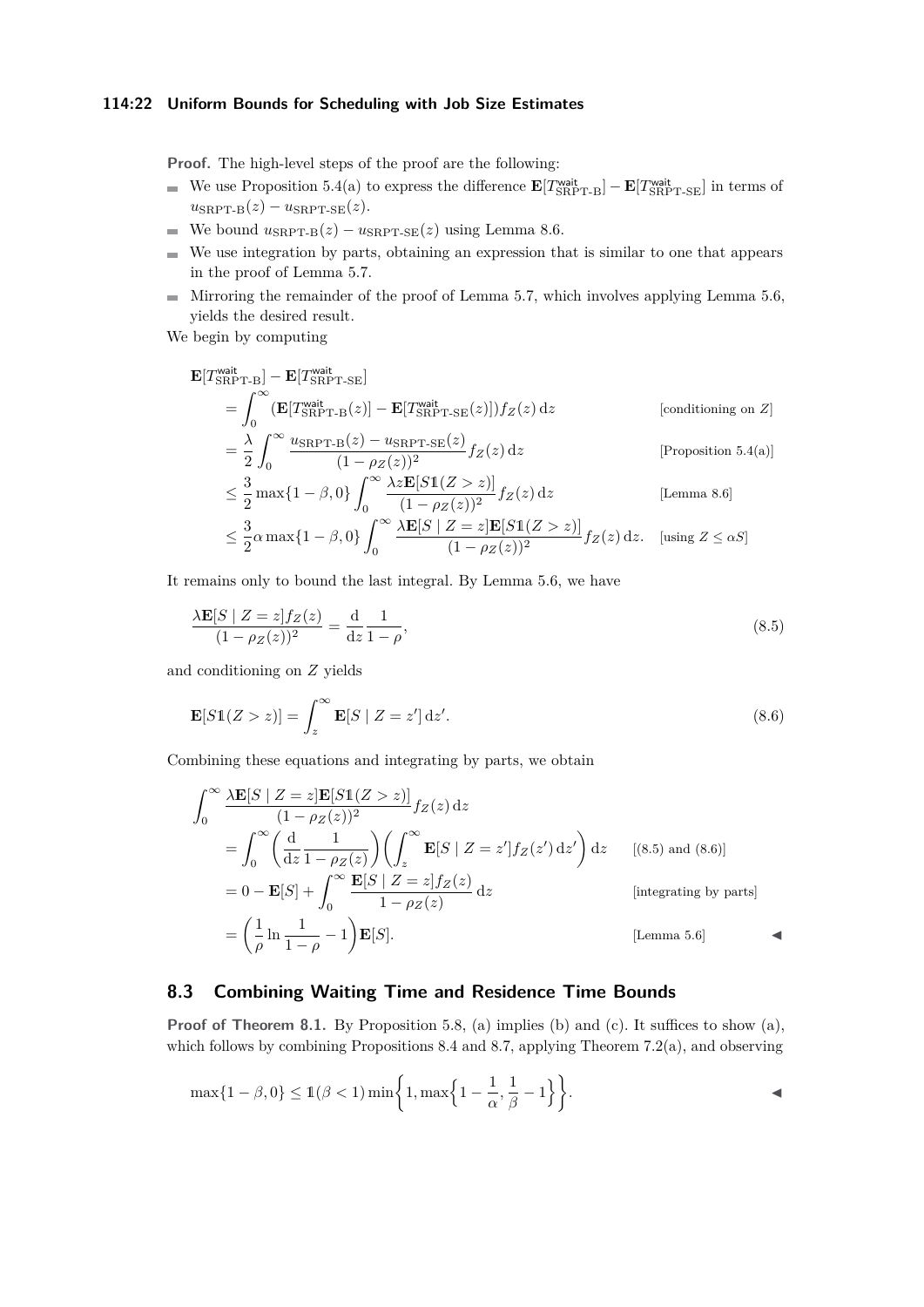**Proof.** The high-level steps of the proof are the following:

- We use Proposition 5.4(a) to express the difference $\mathbf{E}[T^{\mathsf{wait}}_{\text{SRPT-B}}] - \mathbf{E}[T^{\mathsf{wait}}_{\text{SRPT-SE}}]$ in terms of $u_{\text{SRPT-B}}(z) - u_{\text{SRPT-SE}}(z)$.
- We bound $u_{\text{SRPT-B}}(z) - u_{\text{SRPT-SE}}(z)$ using Lemma 8.6.
- We use integration by parts, obtaining an expression that is similar to one that appears in the proof of Lemma 5.7.
- Mirroring the remainder of the proof of Lemma 5.7, which involves applying Lemma 5.6, yields the desired result.

We begin by computing

$$
\begin{aligned}
&\mathbf{E}[T^{\mathsf{wait}}_{\text{SRPT-B}}] - \mathbf{E}[T^{\mathsf{wait}}_{\text{SRPT-SE}}] \\
&\quad = \int_0^\infty (\mathbf{E}[T^{\mathsf{wait}}_{\text{SRPT-B}}(z)] - \mathbf{E}[T^{\mathsf{wait}}_{\text{SRPT-SE}}(z)]) f_Z(z)\,\mathrm{d}z && \text{[conditioning on } Z\text{]} \\
&\quad = \frac{\lambda}{2}\int_0^\infty \frac{u_{\text{SRPT-B}}(z) - u_{\text{SRPT-SE}}(z)}{(1-\rho_Z(z))^2} f_Z(z)\,\mathrm{d}z && \text{[Proposition 5.4(a)]} \\
&\quad \le \frac{3}{2}\max\{1-\beta, 0\}\int_0^\infty \frac{\lambda z \mathbf{E}[S\mathbb{1}(Z>z)]}{(1-\rho_Z(z))^2} f_Z(z)\,\mathrm{d}z && \text{[Lemma 8.6]} \\
&\quad \le \frac{3}{2}\alpha\max\{1-\beta, 0\}\int_0^\infty \frac{\lambda \mathbf{E}[S \mid Z=z]\mathbf{E}[S\mathbb{1}(Z>z)]}{(1-\rho_Z(z))^2} f_Z(z)\,\mathrm{d}z. && \text{[using } Z \le \alpha S\text{]}
\end{aligned}
$$

It remains only to bound the last integral. By Lemma 5.6, we have

$$
\frac{\lambda \mathbf{E}[S \mid Z=z] f_Z(z)}{(1-\rho_Z(z))^2} = \frac{\mathrm{d}}{\mathrm{d}z}\frac{1}{1-\rho}, \tag{8.5}
$$

and conditioning on $Z$ yields

$$
\mathbf{E}[S\mathbb{1}(Z>z)] = \int_z^\infty \mathbf{E}[S \mid Z=z']\,\mathrm{d}z'. \tag{8.6}
$$

Combining these equations and integrating by parts, we obtain

$$
\begin{aligned}
&\int_0^\infty \frac{\lambda \mathbf{E}[S \mid Z=z]\mathbf{E}[S\mathbb{1}(Z>z)]}{(1-\rho_Z(z))^2} f_Z(z)\,\mathrm{d}z \\
&\quad = \int_0^\infty \left(\frac{\mathrm{d}}{\mathrm{d}z}\frac{1}{1-\rho_Z(z)}\right)\left(\int_z^\infty \mathbf{E}[S \mid Z=z'] f_Z(z')\,\mathrm{d}z'\right)\mathrm{d}z && \text{[(8.5) and (8.6)]} \\
&\quad = 0 - \mathbf{E}[S] + \int_0^\infty \frac{\mathbf{E}[S \mid Z=z] f_Z(z)}{1-\rho_Z(z)}\,\mathrm{d}z && \text{[integrating by parts]} \\
&\quad = \left(\frac{1}{\rho}\ln\frac{1}{1-\rho} - 1\right)\mathbf{E}[S]. && \text{[Lemma 5.6]}
\end{aligned}
$$

◀

## 8.3 Combining Waiting Time and Residence Time Bounds

**Proof of Theorem 8.1.** By Proposition 5.8, (a) implies (b) and (c). It suffices to show (a), which follows by combining Propositions 8.4 and 8.7, applying Theorem 7.2(a), and observing

$$
\max\{1-\beta, 0\} \le \mathbb{1}(\beta < 1)\min\left\{1, \max\left\{1 - \frac{1}{\alpha}, \frac{1}{\beta} - 1\right\}\right\}.
$$

◀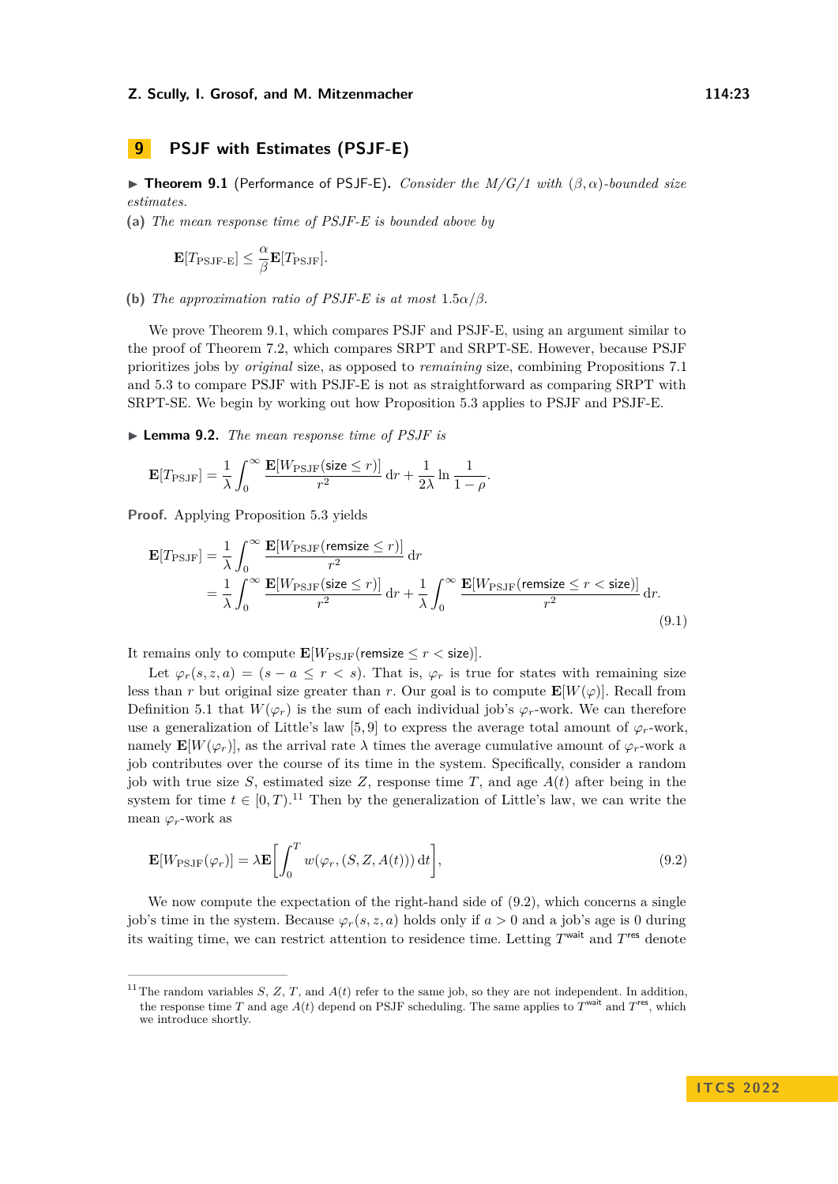# 9 PSJF with Estimates (PSJF-E)

▶ **Theorem 9.1** (Performance of PSJF-E). *Consider the M/G/1 with $(\beta, \alpha)$-bounded size estimates.*

**(a)** *The mean response time of PSJF-E is bounded above by*

$$\mathbf{E}[T_{\text{PSJF-E}}] \le \frac{\alpha}{\beta}\mathbf{E}[T_{\text{PSJF}}].$$

**(b)** *The approximation ratio of PSJF-E is at most $1.5\alpha/\beta$.*

We prove Theorem 9.1, which compares PSJF and PSJF-E, using an argument similar to the proof of Theorem 7.2, which compares SRPT and SRPT-SE. However, because PSJF prioritizes jobs by *original* size, as opposed to *remaining* size, combining Propositions 7.1 and 5.3 to compare PSJF with PSJF-E is not as straightforward as comparing SRPT with SRPT-SE. We begin by working out how Proposition 5.3 applies to PSJF and PSJF-E.

▶ **Lemma 9.2.** *The mean response time of PSJF is*

$$\mathbf{E}[T_{\text{PSJF}}] = \frac{1}{\lambda}\int_0^\infty \frac{\mathbf{E}[W_{\text{PSJF}}(\mathsf{size} \le r)]}{r^2}\,\mathrm{d}r + \frac{1}{2\lambda}\ln\frac{1}{1-\rho}.$$

**Proof.** Applying Proposition 5.3 yields

$$\begin{aligned}\mathbf{E}[T_{\text{PSJF}}] &= \frac{1}{\lambda}\int_0^\infty \frac{\mathbf{E}[W_{\text{PSJF}}(\mathsf{remsize} \le r)]}{r^2}\,\mathrm{d}r \\ &= \frac{1}{\lambda}\int_0^\infty \frac{\mathbf{E}[W_{\text{PSJF}}(\mathsf{size} \le r)]}{r^2}\,\mathrm{d}r + \frac{1}{\lambda}\int_0^\infty \frac{\mathbf{E}[W_{\text{PSJF}}(\mathsf{remsize} \le r < \mathsf{size})]}{r^2}\,\mathrm{d}r. \end{aligned} \tag{9.1}$$

It remains only to compute $\mathbf{E}[W_{\text{PSJF}}(\mathsf{remsize} \le r < \mathsf{size})]$.

Let $\varphi_r(s, z, a) = (s - a \le r < s)$. That is, $\varphi_r$ is true for states with remaining size less than $r$ but original size greater than $r$. Our goal is to compute $\mathbf{E}[W(\varphi)]$. Recall from Definition 5.1 that $W(\varphi_r)$ is the sum of each individual job's $\varphi_r$-work. We can therefore use a generalization of Little's law [5, 9] to express the average total amount of $\varphi_r$-work, namely $\mathbf{E}[W(\varphi_r)]$, as the arrival rate $\lambda$ times the average cumulative amount of $\varphi_r$-work a job contributes over the course of its time in the system. Specifically, consider a random job with true size $S$, estimated size $Z$, response time $T$, and age $A(t)$ after being in the system for time $t \in [0, T)$.[11] Then by the generalization of Little's law, we can write the mean $\varphi_r$-work as

$$\mathbf{E}[W_{\text{PSJF}}(\varphi_r)] = \lambda\mathbf{E}\bigg[\int_0^T w(\varphi_r, (S, Z, A(t)))\,\mathrm{d}t\bigg], \tag{9.2}$$

We now compute the expectation of the right-hand side of (9.2), which concerns a single job's time in the system. Because $\varphi_r(s, z, a)$ holds only if $a > 0$ and a job's age is 0 during its waiting time, we can restrict attention to residence time. Letting $T^{\mathsf{wait}}$ and $T^{\mathsf{res}}$ denote

[11] The random variables $S$, $Z$, $T$, and $A(t)$ refer to the same job, so they are not independent. In addition, the response time $T$ and age $A(t)$ depend on PSJF scheduling. The same applies to $T^{\mathsf{wait}}$ and $T^{\mathsf{res}}$, which we introduce shortly.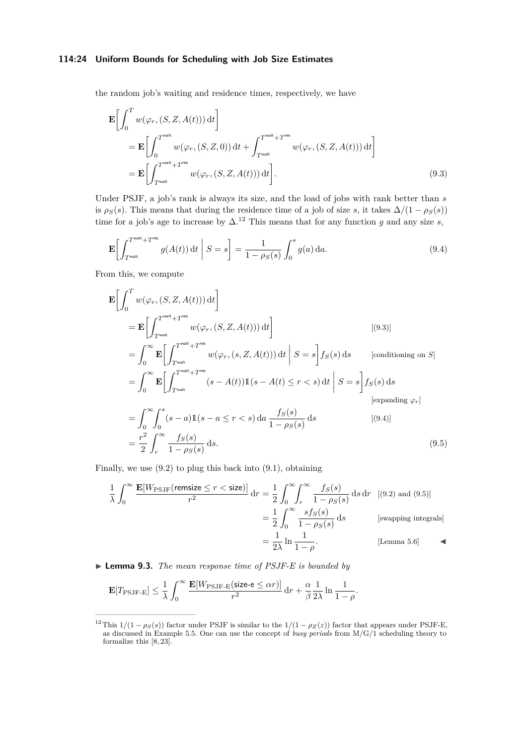the random job's waiting and residence times, respectively, we have

$$
\begin{aligned}
\mathbf{E}\bigg[\int_0^T w(\varphi_r, (S, Z, A(t)))\,\mathrm{d}t\bigg]
&= \mathbf{E}\bigg[\int_0^{T^{\mathsf{wait}}} w(\varphi_r, (S, Z, 0))\,\mathrm{d}t + \int_{T^{\mathsf{wait}}}^{T^{\mathsf{wait}}+T^{\mathsf{res}}} w(\varphi_r, (S, Z, A(t)))\,\mathrm{d}t\bigg] \\
&= \mathbf{E}\bigg[\int_{T^{\mathsf{wait}}}^{T^{\mathsf{wait}}+T^{\mathsf{res}}} w(\varphi_r, (S, Z, A(t)))\,\mathrm{d}t\bigg].
\end{aligned}
\tag{9.3}
$$

Under PSJF, a job's rank is always its size, and the load of jobs with rank better than $s$ is $\rho_S(s)$. This means that during the residence time of a job of size $s$, it takes $\Delta/(1-\rho_S(s))$ time for a job's age to increase by $\Delta$.[12] This means that for any function $g$ and any size $s$,

$$
\mathbf{E}\bigg[\int_{T^{\mathsf{wait}}}^{T^{\mathsf{wait}}+T^{\mathsf{res}}} g(A(t))\,\mathrm{d}t \,\bigg|\, S = s\bigg] = \frac{1}{1-\rho_S(s)} \int_0^s g(a)\,\mathrm{d}a.
\tag{9.4}
$$

From this, we compute

$$
\begin{aligned}
\mathbf{E}\bigg[\int_0^T w(\varphi_r, (S, Z, A(t)))\,\mathrm{d}t\bigg]
&= \mathbf{E}\bigg[\int_{T^{\mathsf{wait}}}^{T^{\mathsf{wait}}+T^{\mathsf{res}}} w(\varphi_r, (S, Z, A(t)))\,\mathrm{d}t\bigg] && \text{[(9.3)]} \\
&= \int_0^\infty \mathbf{E}\bigg[\int_{T^{\mathsf{wait}}}^{T^{\mathsf{wait}}+T^{\mathsf{res}}} w(\varphi_r, (s, Z, A(t)))\,\mathrm{d}t \,\bigg|\, S = s\bigg] f_S(s)\,\mathrm{d}s && \text{[conditioning on } S\text{]} \\
&= \int_0^\infty \mathbf{E}\bigg[\int_{T^{\mathsf{wait}}}^{T^{\mathsf{wait}}+T^{\mathsf{res}}} (s - A(t))\mathbb{1}(s - A(t) \le r < s)\,\mathrm{d}t \,\bigg|\, S = s\bigg] f_S(s)\,\mathrm{d}s && \text{[expanding } \varphi_r\text{]} \\
&= \int_0^\infty \int_0^s (s-a)\mathbb{1}(s - a \le r < s)\,\mathrm{d}a\,\frac{f_S(s)}{1-\rho_S(s)}\,\mathrm{d}s && \text{[(9.4)]} \\
&= \frac{r^2}{2}\int_r^\infty \frac{f_S(s)}{1-\rho_S(s)}\,\mathrm{d}s.
\end{aligned}
\tag{9.5}
$$

Finally, we use (9.2) to plug this back into (9.1), obtaining

$$
\begin{aligned}
\frac{1}{\lambda}\int_0^\infty \frac{\mathbf{E}[W_{\mathrm{PSJF}}(\mathsf{remsize} \le r < \mathsf{size})]}{r^2}\,\mathrm{d}r
&= \frac{1}{2}\int_0^\infty \int_r^\infty \frac{f_S(s)}{1-\rho_S(s)}\,\mathrm{d}s\,\mathrm{d}r && \text{[(9.2) and (9.5)]} \\
&= \frac{1}{2}\int_0^\infty \frac{s f_S(s)}{1-\rho_S(s)}\,\mathrm{d}s && \text{[swapping integrals]} \\
&= \frac{1}{2\lambda}\ln\frac{1}{1-\rho}. && \text{[Lemma 5.6]}
\end{aligned}
$$

◀

▶ **Lemma 9.3.** *The mean response time of PSJF-E is bounded by*

$$
\mathbf{E}[T_{\mathrm{PSJF\text{-}E}}] \le \frac{1}{\lambda}\int_0^\infty \frac{\mathbf{E}[W_{\mathrm{PSJF\text{-}E}}(\mathsf{size\text{-}e} \le \alpha r)]}{r^2}\,\mathrm{d}r + \frac{\alpha}{\beta}\frac{1}{2\lambda}\ln\frac{1}{1-\rho}.
$$

---

[12] This $1/(1-\rho_S(s))$ factor under PSJF is similar to the $1/(1-\rho_Z(z))$ factor that appears under PSJF-E, as discussed in Example 5.5. One can use the concept of *busy periods* from M/G/1 scheduling theory to formalize this [8, 23].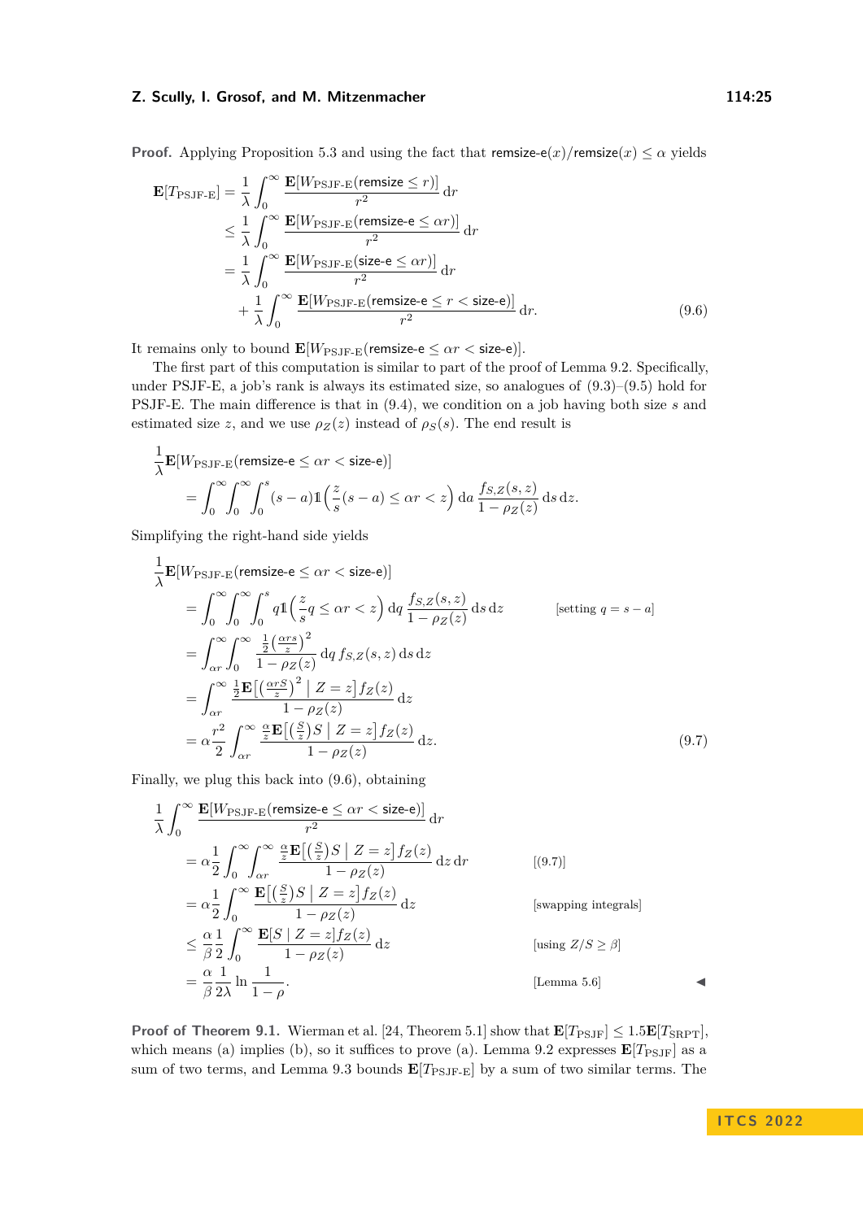**Proof.** Applying Proposition 5.3 and using the fact that remsize-e$(x)$/remsize$(x) \le \alpha$ yields

$$
\begin{aligned}
\mathbf{E}[T_{\text{PSJF-E}}] &= \frac{1}{\lambda}\int_0^\infty \frac{\mathbf{E}[W_{\text{PSJF-E}}(\textsf{remsize} \le r)]}{r^2}\,\mathrm{d}r \\
&\le \frac{1}{\lambda}\int_0^\infty \frac{\mathbf{E}[W_{\text{PSJF-E}}(\textsf{remsize-e} \le \alpha r)]}{r^2}\,\mathrm{d}r \\
&= \frac{1}{\lambda}\int_0^\infty \frac{\mathbf{E}[W_{\text{PSJF-E}}(\textsf{size-e} \le \alpha r)]}{r^2}\,\mathrm{d}r \\
&\quad + \frac{1}{\lambda}\int_0^\infty \frac{\mathbf{E}[W_{\text{PSJF-E}}(\textsf{remsize-e} \le r < \textsf{size-e})]}{r^2}\,\mathrm{d}r. 
\end{aligned}
\tag{9.6}
$$

It remains only to bound $\mathbf{E}[W_{\text{PSJF-E}}(\textsf{remsize-e} \le \alpha r < \textsf{size-e})]$.

The first part of this computation is similar to part of the proof of Lemma 9.2. Specifically, under PSJF-E, a job's rank is always its estimated size, so analogues of (9.3)–(9.5) hold for PSJF-E. The main difference is that in (9.4), we condition on a job having both size $s$ and estimated size $z$, and we use $\rho_Z(z)$ instead of $\rho_S(s)$. The end result is

$$
\begin{aligned}
&\frac{1}{\lambda}\mathbf{E}[W_{\text{PSJF-E}}(\textsf{remsize-e} \le \alpha r < \textsf{size-e})] \\
&\quad = \int_0^\infty\int_0^\infty\int_0^s (s-a)\mathbb{1}\Big(\frac{z}{s}(s-a) \le \alpha r < z\Big)\,\mathrm{d}a\,\frac{f_{S,Z}(s,z)}{1-\rho_Z(z)}\,\mathrm{d}s\,\mathrm{d}z.
\end{aligned}
$$

Simplifying the right-hand side yields

$$
\begin{aligned}
&\frac{1}{\lambda}\mathbf{E}[W_{\text{PSJF-E}}(\textsf{remsize-e} \le \alpha r < \textsf{size-e})] \\
&\quad = \int_0^\infty\int_0^\infty\int_0^s q\mathbb{1}\Big(\frac{z}{s}q \le \alpha r < z\Big)\,\mathrm{d}q\,\frac{f_{S,Z}(s,z)}{1-\rho_Z(z)}\,\mathrm{d}s\,\mathrm{d}z && [\text{setting } q = s-a] \\
&\quad = \int_{\alpha r}^\infty\int_0^\infty \frac{\frac{1}{2}\big(\frac{\alpha r s}{z}\big)^2}{1-\rho_Z(z)}\,\mathrm{d}q\,f_{S,Z}(s,z)\,\mathrm{d}s\,\mathrm{d}z \\
&\quad = \int_{\alpha r}^\infty \frac{\frac{1}{2}\mathbf{E}\big[\big(\frac{\alpha r S}{z}\big)^2 \bigm| Z = z\big]f_Z(z)}{1-\rho_Z(z)}\,\mathrm{d}z \\
&\quad = \alpha\frac{r^2}{2}\int_{\alpha r}^\infty \frac{\frac{\alpha}{z}\mathbf{E}\big[\big(\frac{S}{z}\big)S \bigm| Z = z\big]f_Z(z)}{1-\rho_Z(z)}\,\mathrm{d}z.
\end{aligned}
\tag{9.7}
$$

Finally, we plug this back into (9.6), obtaining

$$
\begin{aligned}
&\frac{1}{\lambda}\int_0^\infty \frac{\mathbf{E}[W_{\text{PSJF-E}}(\textsf{remsize-e} \le \alpha r < \textsf{size-e})]}{r^2}\,\mathrm{d}r \\
&\quad = \alpha\frac{1}{2}\int_0^\infty\int_{\alpha r}^\infty \frac{\frac{\alpha}{z}\mathbf{E}\big[\big(\frac{S}{z}\big)S \bigm| Z = z\big]f_Z(z)}{1-\rho_Z(z)}\,\mathrm{d}z\,\mathrm{d}r && [(9.7)] \\
&\quad = \alpha\frac{1}{2}\int_0^\infty \frac{\mathbf{E}\big[\big(\frac{S}{z}\big)S \bigm| Z = z\big]f_Z(z)}{1-\rho_Z(z)}\,\mathrm{d}z && [\text{swapping integrals}] \\
&\quad \le \frac{\alpha}{\beta}\frac{1}{2}\int_0^\infty \frac{\mathbf{E}[S \mid Z = z]f_Z(z)}{1-\rho_Z(z)}\,\mathrm{d}z && [\text{using } Z/S \ge \beta] \\
&\quad = \frac{\alpha}{\beta}\frac{1}{2\lambda}\ln\frac{1}{1-\rho}. && [\text{Lemma 5.6}]
\end{aligned}
$$

◀

**Proof of Theorem 9.1.** Wierman et al. [24, Theorem 5.1] show that $\mathbf{E}[T_{\text{PSJF}}] \le 1.5\mathbf{E}[T_{\text{SRPT}}]$, which means (a) implies (b), so it suffices to prove (a). Lemma 9.2 expresses $\mathbf{E}[T_{\text{PSJF}}]$ as a sum of two terms, and Lemma 9.3 bounds $\mathbf{E}[T_{\text{PSJF-E}}]$ by a sum of two similar terms. The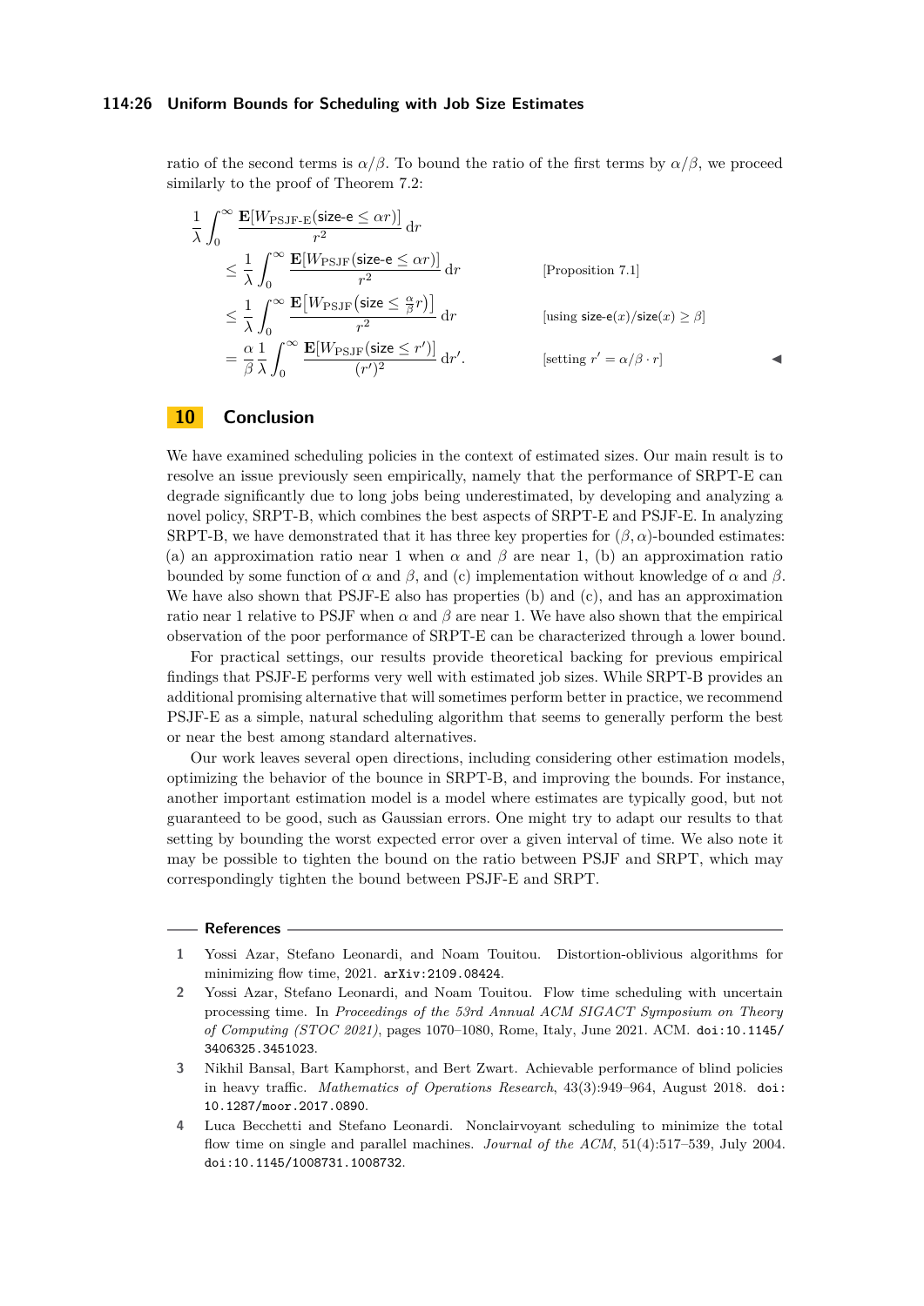ratio of the second terms is $\alpha/\beta$. To bound the ratio of the first terms by $\alpha/\beta$, we proceed similarly to the proof of Theorem 7.2:

$$
\begin{aligned}
&\frac{1}{\lambda}\int_0^\infty \frac{\mathbf{E}[W_{\text{PSJF-E}}(\textsf{size-e} \le \alpha r)]}{r^2}\,\mathrm{d}r \\
&\quad\le \frac{1}{\lambda}\int_0^\infty \frac{\mathbf{E}[W_{\text{PSJF}}(\textsf{size-e} \le \alpha r)]}{r^2}\,\mathrm{d}r && \text{[Proposition 7.1]} \\
&\quad\le \frac{1}{\lambda}\int_0^\infty \frac{\mathbf{E}\big[W_{\text{PSJF}}\big(\textsf{size} \le \frac{\alpha}{\beta} r\big)\big]}{r^2}\,\mathrm{d}r && \text{[using } \textsf{size-e}(x)/\textsf{size}(x) \ge \beta\text{]} \\
&\quad= \frac{\alpha}{\beta}\frac{1}{\lambda}\int_0^\infty \frac{\mathbf{E}[W_{\text{PSJF}}(\textsf{size} \le r')]}{(r')^2}\,\mathrm{d}r'. && \text{[setting } r' = \alpha/\beta \cdot r\text{]}
\end{aligned}
$$

◀

## 10 Conclusion

We have examined scheduling policies in the context of estimated sizes. Our main result is to resolve an issue previously seen empirically, namely that the performance of SRPT-E can degrade significantly due to long jobs being underestimated, by developing and analyzing a novel policy, SRPT-B, which combines the best aspects of SRPT-E and PSJF-E. In analyzing SRPT-B, we have demonstrated that it has three key properties for $(\beta, \alpha)$-bounded estimates: (a) an approximation ratio near 1 when $\alpha$ and $\beta$ are near 1, (b) an approximation ratio bounded by some function of $\alpha$ and $\beta$, and (c) implementation without knowledge of $\alpha$ and $\beta$. We have also shown that PSJF-E also has properties (b) and (c), and has an approximation ratio near 1 relative to PSJF when $\alpha$ and $\beta$ are near 1. We have also shown that the empirical observation of the poor performance of SRPT-E can be characterized through a lower bound.

For practical settings, our results provide theoretical backing for previous empirical findings that PSJF-E performs very well with estimated job sizes. While SRPT-B provides an additional promising alternative that will sometimes perform better in practice, we recommend PSJF-E as a simple, natural scheduling algorithm that seems to generally perform the best or near the best among standard alternatives.

Our work leaves several open directions, including considering other estimation models, optimizing the behavior of the bounce in SRPT-B, and improving the bounds. For instance, another important estimation model is a model where estimates are typically good, but not guaranteed to be good, such as Gaussian errors. One might try to adapt our results to that setting by bounding the worst expected error over a given interval of time. We also note it may be possible to tighten the bound on the ratio between PSJF and SRPT, which may correspondingly tighten the bound between PSJF-E and SRPT.

## References

1. Yossi Azar, Stefano Leonardi, and Noam Touitou. Distortion-oblivious algorithms for minimizing flow time, 2021. arXiv:2109.08424.
2. Yossi Azar, Stefano Leonardi, and Noam Touitou. Flow time scheduling with uncertain processing time. In *Proceedings of the 53rd Annual ACM SIGACT Symposium on Theory of Computing (STOC 2021)*, pages 1070–1080, Rome, Italy, June 2021. ACM. doi:10.1145/3406325.3451023.
3. Nikhil Bansal, Bart Kamphorst, and Bert Zwart. Achievable performance of blind policies in heavy traffic. *Mathematics of Operations Research*, 43(3):949–964, August 2018. doi:10.1287/moor.2017.0890.
4. Luca Becchetti and Stefano Leonardi. Nonclairvoyant scheduling to minimize the total flow time on single and parallel machines. *Journal of the ACM*, 51(4):517–539, July 2004. doi:10.1145/1008731.1008732.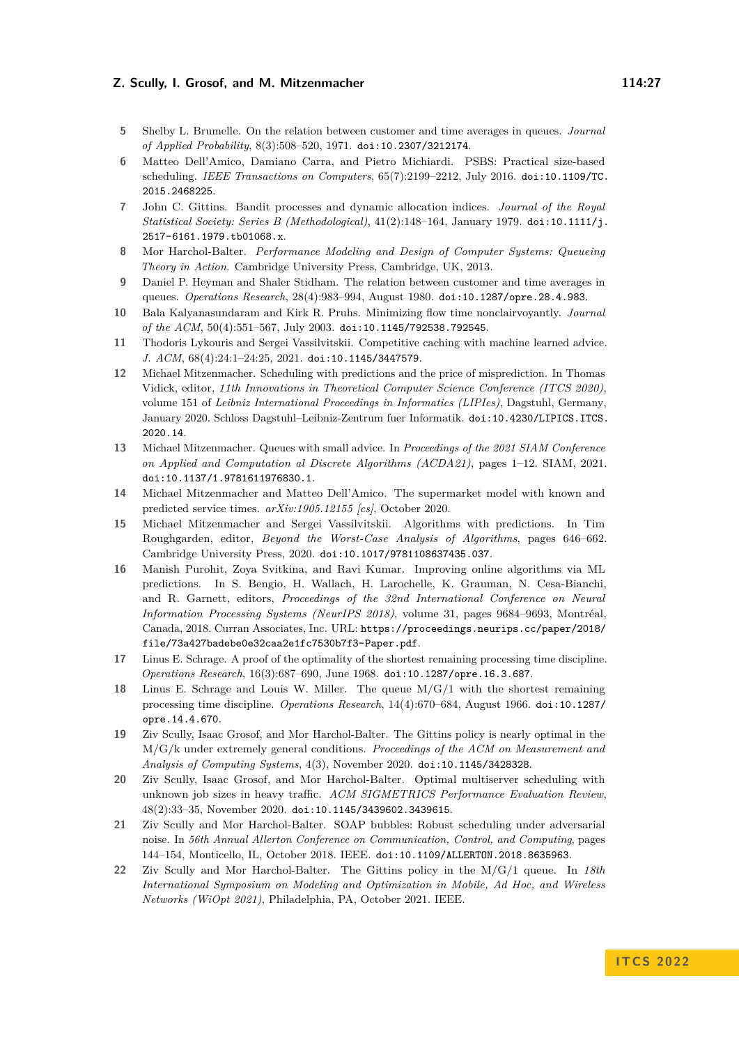5 Shelby L. Brumelle. On the relation between customer and time averages in queues. *Journal of Applied Probability*, 8(3):508–520, 1971. doi:10.2307/3212174.

6 Matteo Dell'Amico, Damiano Carra, and Pietro Michiardi. PSBS: Practical size-based scheduling. *IEEE Transactions on Computers*, 65(7):2199–2212, July 2016. doi:10.1109/TC.2015.2468225.

7 John C. Gittins. Bandit processes and dynamic allocation indices. *Journal of the Royal Statistical Society: Series B (Methodological)*, 41(2):148–164, January 1979. doi:10.1111/j.2517-6161.1979.tb01068.x.

8 Mor Harchol-Balter. *Performance Modeling and Design of Computer Systems: Queueing Theory in Action*. Cambridge University Press, Cambridge, UK, 2013.

9 Daniel P. Heyman and Shaler Stidham. The relation between customer and time averages in queues. *Operations Research*, 28(4):983–994, August 1980. doi:10.1287/opre.28.4.983.

10 Bala Kalyanasundaram and Kirk R. Pruhs. Minimizing flow time nonclairvoyantly. *Journal of the ACM*, 50(4):551–567, July 2003. doi:10.1145/792538.792545.

11 Thodoris Lykouris and Sergei Vassilvitskii. Competitive caching with machine learned advice. *J. ACM*, 68(4):24:1–24:25, 2021. doi:10.1145/3447579.

12 Michael Mitzenmacher. Scheduling with predictions and the price of misprediction. In Thomas Vidick, editor, *11th Innovations in Theoretical Computer Science Conference (ITCS 2020)*, volume 151 of *Leibniz International Proceedings in Informatics (LIPIcs)*, Dagstuhl, Germany, January 2020. Schloss Dagstuhl–Leibniz-Zentrum fuer Informatik. doi:10.4230/LIPICS.ITCS.2020.14.

13 Michael Mitzenmacher. Queues with small advice. In *Proceedings of the 2021 SIAM Conference on Applied and Computation al Discrete Algorithms (ACDA21)*, pages 1–12. SIAM, 2021. doi:10.1137/1.9781611976830.1.

14 Michael Mitzenmacher and Matteo Dell'Amico. The supermarket model with known and predicted service times. *arXiv:1905.12155 [cs]*, October 2020.

15 Michael Mitzenmacher and Sergei Vassilvitskii. Algorithms with predictions. In Tim Roughgarden, editor, *Beyond the Worst-Case Analysis of Algorithms*, pages 646–662. Cambridge University Press, 2020. doi:10.1017/9781108637435.037.

16 Manish Purohit, Zoya Svitkina, and Ravi Kumar. Improving online algorithms via ML predictions. In S. Bengio, H. Wallach, H. Larochelle, K. Grauman, N. Cesa-Bianchi, and R. Garnett, editors, *Proceedings of the 32nd International Conference on Neural Information Processing Systems (NeurIPS 2018)*, volume 31, pages 9684–9693, Montréal, Canada, 2018. Curran Associates, Inc. URL: https://proceedings.neurips.cc/paper/2018/file/73a427badebe0e32caa2e1fc7530b7f3-Paper.pdf.

17 Linus E. Schrage. A proof of the optimality of the shortest remaining processing time discipline. *Operations Research*, 16(3):687–690, June 1968. doi:10.1287/opre.16.3.687.

18 Linus E. Schrage and Louis W. Miller. The queue M/G/1 with the shortest remaining processing time discipline. *Operations Research*, 14(4):670–684, August 1966. doi:10.1287/opre.14.4.670.

19 Ziv Scully, Isaac Grosof, and Mor Harchol-Balter. The Gittins policy is nearly optimal in the M/G/k under extremely general conditions. *Proceedings of the ACM on Measurement and Analysis of Computing Systems*, 4(3), November 2020. doi:10.1145/3428328.

20 Ziv Scully, Isaac Grosof, and Mor Harchol-Balter. Optimal multiserver scheduling with unknown job sizes in heavy traffic. *ACM SIGMETRICS Performance Evaluation Review*, 48(2):33–35, November 2020. doi:10.1145/3439602.3439615.

21 Ziv Scully and Mor Harchol-Balter. SOAP bubbles: Robust scheduling under adversarial noise. In *56th Annual Allerton Conference on Communication, Control, and Computing*, pages 144–154, Monticello, IL, October 2018. IEEE. doi:10.1109/ALLERTON.2018.8635963.

22 Ziv Scully and Mor Harchol-Balter. The Gittins policy in the M/G/1 queue. In *18th International Symposium on Modeling and Optimization in Mobile, Ad Hoc, and Wireless Networks (WiOpt 2021)*, Philadelphia, PA, October 2021. IEEE.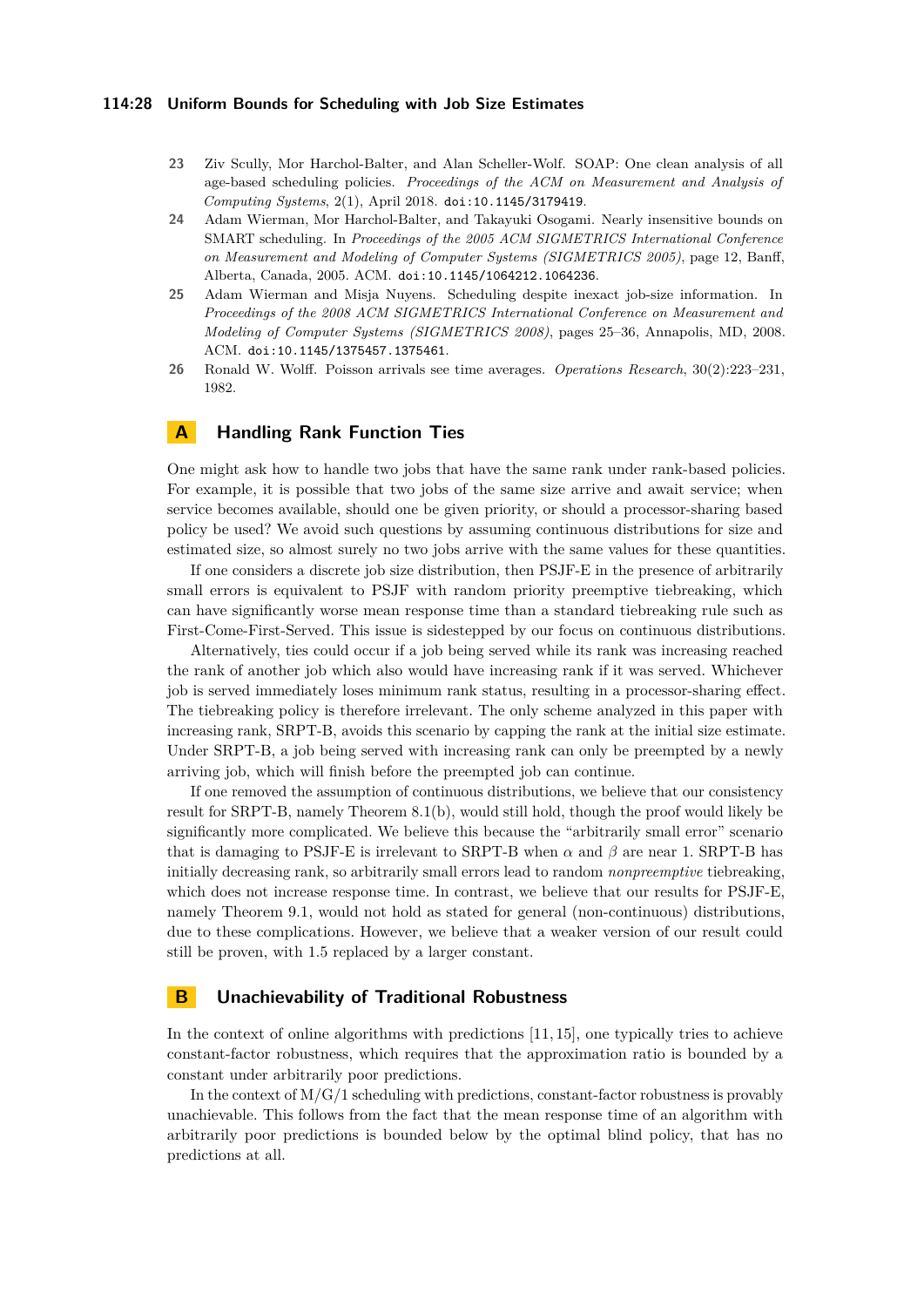23 Ziv Scully, Mor Harchol-Balter, and Alan Scheller-Wolf. SOAP: One clean analysis of all age-based scheduling policies. *Proceedings of the ACM on Measurement and Analysis of Computing Systems*, 2(1), April 2018. doi:10.1145/3179419.

24 Adam Wierman, Mor Harchol-Balter, and Takayuki Osogami. Nearly insensitive bounds on SMART scheduling. In *Proceedings of the 2005 ACM SIGMETRICS International Conference on Measurement and Modeling of Computer Systems (SIGMETRICS 2005)*, page 12, Banff, Alberta, Canada, 2005. ACM. doi:10.1145/1064212.1064236.

25 Adam Wierman and Misja Nuyens. Scheduling despite inexact job-size information. In *Proceedings of the 2008 ACM SIGMETRICS International Conference on Measurement and Modeling of Computer Systems (SIGMETRICS 2008)*, pages 25–36, Annapolis, MD, 2008. ACM. doi:10.1145/1375457.1375461.

26 Ronald W. Wolff. Poisson arrivals see time averages. *Operations Research*, 30(2):223–231, 1982.

## A Handling Rank Function Ties

One might ask how to handle two jobs that have the same rank under rank-based policies. For example, it is possible that two jobs of the same size arrive and await service; when service becomes available, should one be given priority, or should a processor-sharing based policy be used? We avoid such questions by assuming continuous distributions for size and estimated size, so almost surely no two jobs arrive with the same values for these quantities.

If one considers a discrete job size distribution, then PSJF-E in the presence of arbitrarily small errors is equivalent to PSJF with random priority preemptive tiebreaking, which can have significantly worse mean response time than a standard tiebreaking rule such as First-Come-First-Served. This issue is sidestepped by our focus on continuous distributions.

Alternatively, ties could occur if a job being served while its rank was increasing reached the rank of another job which also would have increasing rank if it was served. Whichever job is served immediately loses minimum rank status, resulting in a processor-sharing effect. The tiebreaking policy is therefore irrelevant. The only scheme analyzed in this paper with increasing rank, SRPT-B, avoids this scenario by capping the rank at the initial size estimate. Under SRPT-B, a job being served with increasing rank can only be preempted by a newly arriving job, which will finish before the preempted job can continue.

If one removed the assumption of continuous distributions, we believe that our consistency result for SRPT-B, namely Theorem 8.1(b), would still hold, though the proof would likely be significantly more complicated. We believe this because the "arbitrarily small error" scenario that is damaging to PSJF-E is irrelevant to SRPT-B when $\alpha$ and $\beta$ are near 1. SRPT-B has initially decreasing rank, so arbitrarily small errors lead to random *nonpreemptive* tiebreaking, which does not increase response time. In contrast, we believe that our results for PSJF-E, namely Theorem 9.1, would not hold as stated for general (non-continuous) distributions, due to these complications. However, we believe that a weaker version of our result could still be proven, with 1.5 replaced by a larger constant.

## B Unachievability of Traditional Robustness

In the context of online algorithms with predictions [11, 15], one typically tries to achieve constant-factor robustness, which requires that the approximation ratio is bounded by a constant under arbitrarily poor predictions.

In the context of M/G/1 scheduling with predictions, constant-factor robustness is provably unachievable. This follows from the fact that the mean response time of an algorithm with arbitrarily poor predictions is bounded below by the optimal blind policy, that has no predictions at all.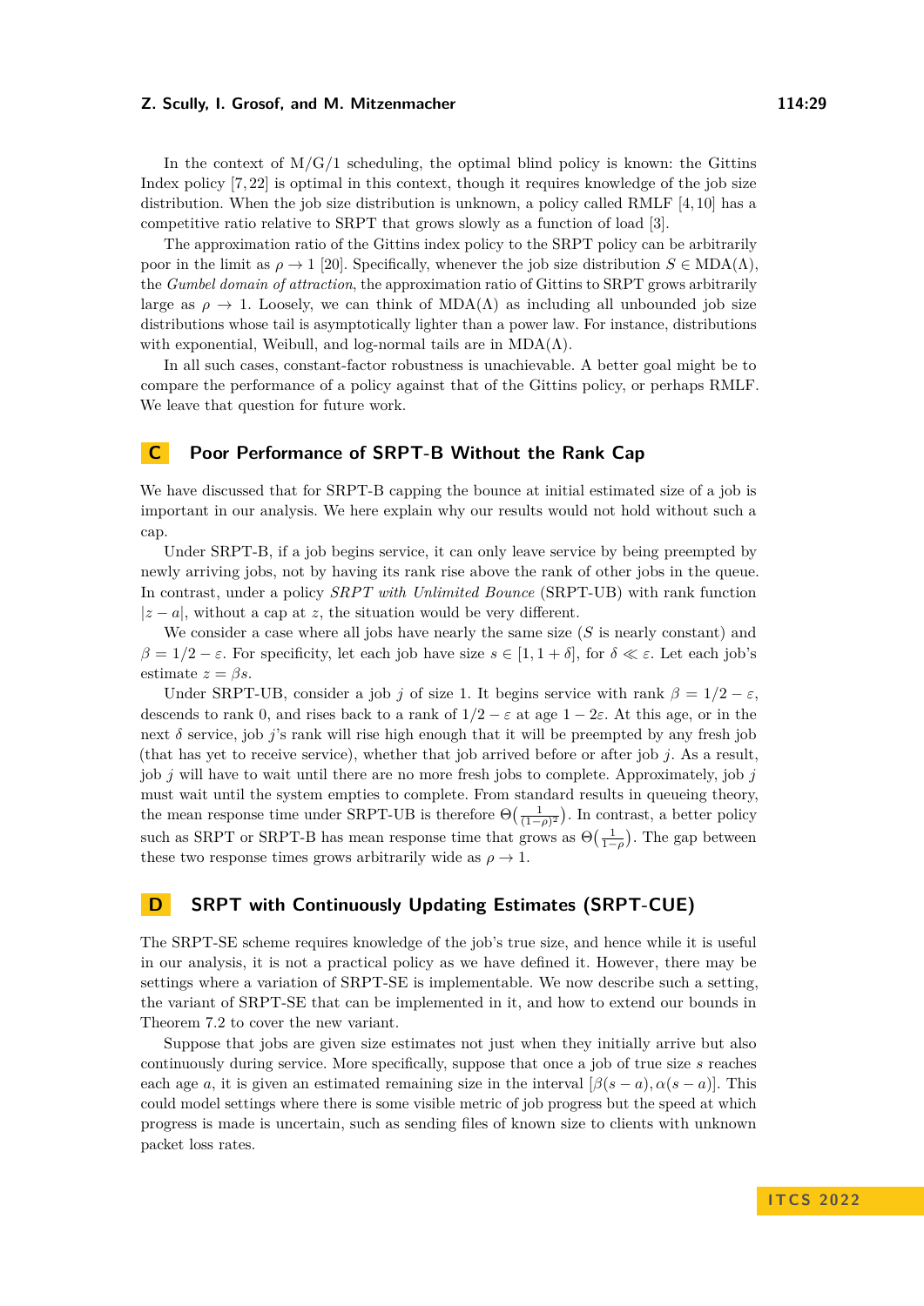In the context of M/G/1 scheduling, the optimal blind policy is known: the Gittins Index policy [7, 22] is optimal in this context, though it requires knowledge of the job size distribution. When the job size distribution is unknown, a policy called RMLF [4, 10] has a competitive ratio relative to SRPT that grows slowly as a function of load [3].

The approximation ratio of the Gittins index policy to the SRPT policy can be arbitrarily poor in the limit as $\rho \to 1$ [20]. Specifically, whenever the job size distribution $S \in \mathrm{MDA}(\Lambda)$, the *Gumbel domain of attraction*, the approximation ratio of Gittins to SRPT grows arbitrarily large as $\rho \to 1$. Loosely, we can think of $\mathrm{MDA}(\Lambda)$ as including all unbounded job size distributions whose tail is asymptotically lighter than a power law. For instance, distributions with exponential, Weibull, and log-normal tails are in $\mathrm{MDA}(\Lambda)$.

In all such cases, constant-factor robustness is unachievable. A better goal might be to compare the performance of a policy against that of the Gittins policy, or perhaps RMLF. We leave that question for future work.

# C Poor Performance of SRPT-B Without the Rank Cap

We have discussed that for SRPT-B capping the bounce at initial estimated size of a job is important in our analysis. We here explain why our results would not hold without such a cap.

Under SRPT-B, if a job begins service, it can only leave service by being preempted by newly arriving jobs, not by having its rank rise above the rank of other jobs in the queue. In contrast, under a policy *SRPT with Unlimited Bounce* (SRPT-UB) with rank function $|z - a|$, without a cap at $z$, the situation would be very different.

We consider a case where all jobs have nearly the same size ($S$ is nearly constant) and $\beta = 1/2 - \varepsilon$. For specificity, let each job have size $s \in [1, 1 + \delta]$, for $\delta \ll \varepsilon$. Let each job's estimate $z = \beta s$.

Under SRPT-UB, consider a job $j$ of size 1. It begins service with rank $\beta = 1/2 - \varepsilon$, descends to rank 0, and rises back to a rank of $1/2 - \varepsilon$ at age $1 - 2\varepsilon$. At this age, or in the next $\delta$ service, job $j$'s rank will rise high enough that it will be preempted by any fresh job (that has yet to receive service), whether that job arrived before or after job $j$. As a result, job $j$ will have to wait until there are no more fresh jobs to complete. Approximately, job $j$ must wait until the system empties to complete. From standard results in queueing theory, the mean response time under SRPT-UB is therefore $\Theta\big(\frac{1}{(1-\rho)^2}\big)$. In contrast, a better policy such as SRPT or SRPT-B has mean response time that grows as $\Theta\big(\frac{1}{1-\rho}\big)$. The gap between these two response times grows arbitrarily wide as $\rho \to 1$.

# D SRPT with Continuously Updating Estimates (SRPT-CUE)

The SRPT-SE scheme requires knowledge of the job's true size, and hence while it is useful in our analysis, it is not a practical policy as we have defined it. However, there may be settings where a variation of SRPT-SE is implementable. We now describe such a setting, the variant of SRPT-SE that can be implemented in it, and how to extend our bounds in Theorem 7.2 to cover the new variant.

Suppose that jobs are given size estimates not just when they initially arrive but also continuously during service. More specifically, suppose that once a job of true size $s$ reaches each age $a$, it is given an estimated remaining size in the interval $[\beta(s - a), \alpha(s - a)]$. This could model settings where there is some visible metric of job progress but the speed at which progress is made is uncertain, such as sending files of known size to clients with unknown packet loss rates.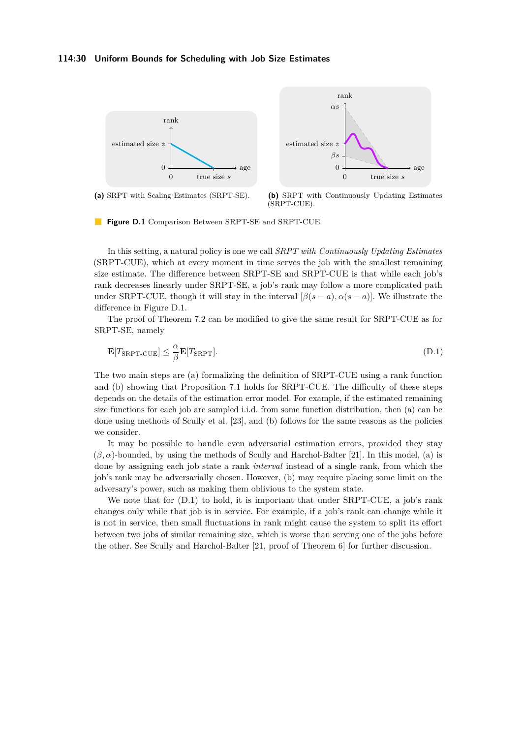rank

estimated size $z$

0

0

true size $s$

age

**(a)** SRPT with Scaling Estimates (SRPT-SE).

rank

$\alpha s$

estimated size $z$

$\beta s$

0

0

true size $s$

age

**(b)** SRPT with Continuously Updating Estimates (SRPT-CUE).

**Figure D.1** Comparison Between SRPT-SE and SRPT-CUE.

In this setting, a natural policy is one we call *SRPT with Continuously Updating Estimates* (SRPT-CUE), which at every moment in time serves the job with the smallest remaining size estimate. The difference between SRPT-SE and SRPT-CUE is that while each job's rank decreases linearly under SRPT-SE, a job's rank may follow a more complicated path under SRPT-CUE, though it will stay in the interval $[\beta(s-a), \alpha(s-a)]$. We illustrate the difference in Figure D.1.

The proof of Theorem 7.2 can be modified to give the same result for SRPT-CUE as for SRPT-SE, namely

$$\mathbf{E}[T_{\text{SRPT-CUE}}] \leq \frac{\alpha}{\beta}\mathbf{E}[T_{\text{SRPT}}]. \tag{D.1}$$

The two main steps are (a) formalizing the definition of SRPT-CUE using a rank function and (b) showing that Proposition 7.1 holds for SRPT-CUE. The difficulty of these steps depends on the details of the estimation error model. For example, if the estimated remaining size functions for each job are sampled i.i.d. from some function distribution, then (a) can be done using methods of Scully et al. [23], and (b) follows for the same reasons as the policies we consider.

It may be possible to handle even adversarial estimation errors, provided they stay $(\beta, \alpha)$-bounded, by using the methods of Scully and Harchol-Balter [21]. In this model, (a) is done by assigning each job state a rank *interval* instead of a single rank, from which the job's rank may be adversarially chosen. However, (b) may require placing some limit on the adversary's power, such as making them oblivious to the system state.

We note that for (D.1) to hold, it is important that under SRPT-CUE, a job's rank changes only while that job is in service. For example, if a job's rank can change while it is not in service, then small fluctuations in rank might cause the system to split its effort between two jobs of similar remaining size, which is worse than serving one of the jobs before the other. See Scully and Harchol-Balter [21, proof of Theorem 6] for further discussion.